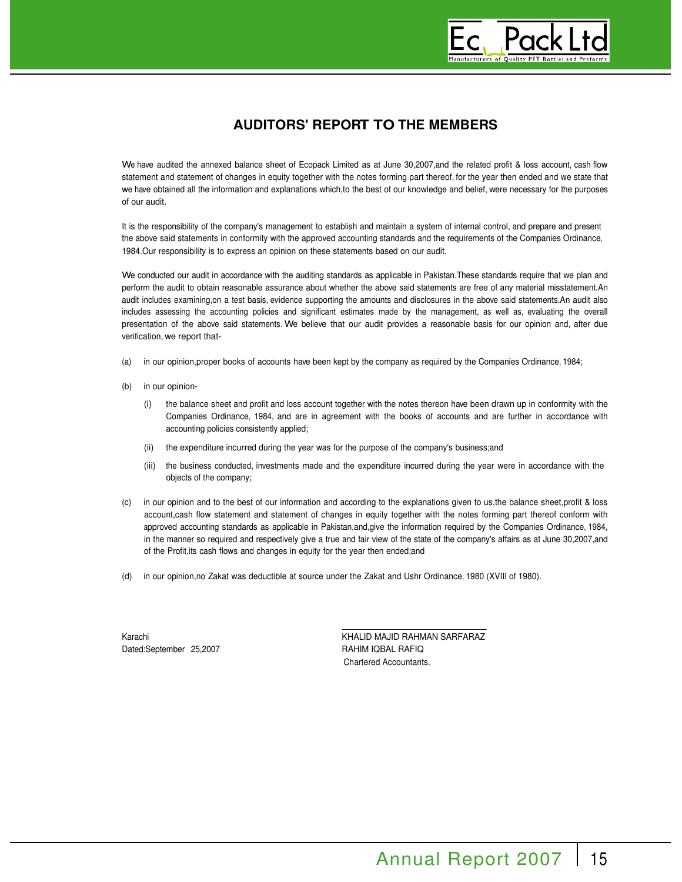# AUDITORS' REPORT TO THE MEMBERS

We have audited the annexed balance sheet of Ecopack Limited as at June 30,2007,and the related profit & loss account, cash flow statement and statement of changes in equity together with the notes forming part thereof, for the year then ended and we state that we have obtained all the information and explanations which,to the best of our knowledge and belief, were necessary for the purposes of our audit.

It is the responsibility of the company's management to establish and maintain a system of internal control, and prepare and present the above said statements in conformity with the approved accounting standards and the requirements of the Companies Ordinance, 1984.Our responsibility is to express an opinion on these statements based on our audit.

We conducted our audit in accordance with the auditing standards as applicable in Pakistan.These standards require that we plan and perform the audit to obtain reasonable assurance about whether the above said statements are free of any material misstatement.An audit includes examining,on a test basis, evidence supporting the amounts and disclosures in the above said statements.An audit also includes assessing the accounting policies and significant estimates made by the management, as well as, evaluating the overall presentation of the above said statements. We believe that our audit provides a reasonable basis for our opinion and, after due verification, we report that-

(a) in our opinion,proper books of accounts have been kept by the company as required by the Companies Ordinance, 1984;

(b) in our opinion-

 (i) the balance sheet and profit and loss account together with the notes thereon have been drawn up in conformity with the Companies Ordinance, 1984, and are in agreement with the books of accounts and are further in accordance with accounting policies consistently applied;

 (ii) the expenditure incurred during the year was for the purpose of the company's business;and

 (iii) the business conducted, investments made and the expenditure incurred during the year were in accordance with the objects of the company;

(c) in our opinion and to the best of our information and according to the explanations given to us,the balance sheet,profit & loss account,cash flow statement and statement of changes in equity together with the notes forming part thereof conform with approved accounting standards as applicable in Pakistan,and,give the information required by the Companies Ordinance, 1984, in the manner so required and respectively give a true and fair view of the state of the company's affairs as at June 30,2007,and of the Profit,its cash flows and changes in equity for the year then ended;and

(d) in our opinion,no Zakat was deductible at source under the Zakat and Ushr Ordinance, 1980 (XVIII of 1980).

Karachi
Dated:September 25,2007

KHALID MAJID RAHMAN SARFARAZ
RAHIM IQBAL RAFIQ
Chartered Accountants.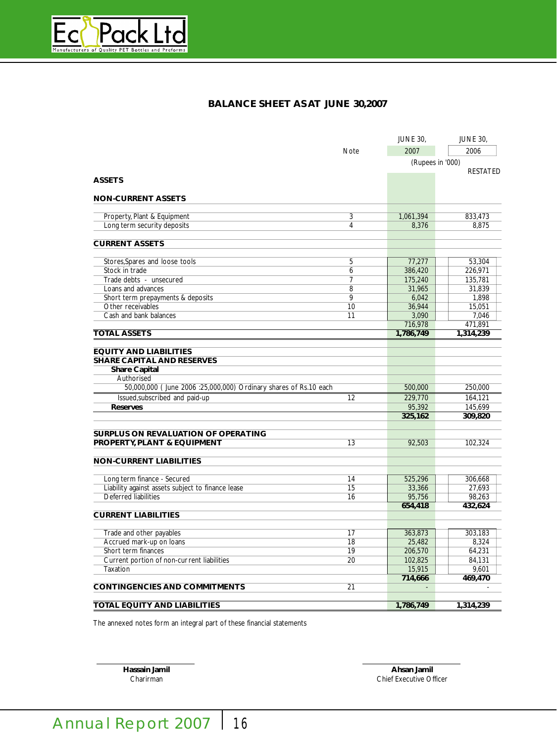# BALANCE SHEET AS AT JUNE 30,2007

| | Note | JUNE 30, 2007 | JUNE 30, 2006 |
|---|---|---|---|
| | | (Rupees in '000) | |
| | | | RESTATED |
| **ASSETS** | | | |
| **NON-CURRENT ASSETS** | | | |
| Property, Plant & Equipment | 3 | 1,061,394 | 833,473 |
| Long term security deposits | 4 | 8,376 | 8,875 |
| **CURRENT ASSETS** | | | |
| Stores,Spares and loose tools | 5 | 77,277 | 53,304 |
| Stock in trade | 6 | 386,420 | 226,971 |
| Trade debts - unsecured | 7 | 175,240 | 135,781 |
| Loans and advances | 8 | 31,965 | 31,839 |
| Short term prepayments & deposits | 9 | 6,042 | 1,898 |
| Other receivables | 10 | 36,944 | 15,051 |
| Cash and bank balances | 11 | 3,090 | 7,046 |
| | | 716,978 | 471,891 |
| **TOTAL ASSETS** | | **1,786,749** | **1,314,239** |
| **EQUITY AND LIABILITIES** | | | |
| **SHARE CAPITAL AND RESERVES** | | | |
| **Share Capital** | | | |
| Authorised | | | |
| 50,000,000 ( June 2006 :25,000,000) Ordinary shares of Rs.10 each | | 500,000 | 250,000 |
| Issued,subscribed and paid-up | 12 | 229,770 | 164,121 |
| **Reserves** | | 95,392 | 145,699 |
| | | **325,162** | **309,820** |
| **SURPLUS ON REVALUATION OF OPERATING PROPERTY, PLANT & EQUIPMENT** | 13 | 92,503 | 102,324 |
| **NON-CURRENT LIABILITIES** | | | |
| Long term finance - Secured | 14 | 525,296 | 306,668 |
| Liability against assets subject to finance lease | 15 | 33,366 | 27,693 |
| Deferred liabilities | 16 | 95,756 | 98,263 |
| | | **654,418** | **432,624** |
| **CURRENT LIABILITIES** | | | |
| Trade and other payables | 17 | 363,873 | 303,183 |
| Accrued mark-up on loans | 18 | 25,482 | 8,324 |
| Short term finances | 19 | 206,570 | 64,231 |
| Current portion of non-current liabilities | 20 | 102,825 | 84,131 |
| Taxation | | 15,915 | 9,601 |
| | | **714,666** | **469,470** |
| **CONTINGENCIES AND COMMITMENTS** | 21 | - | - |
| **TOTAL EQUITY AND LIABILITIES** | | **1,786,749** | **1,314,239** |

The annexed notes form an integral part of these financial statements

**Hassain Jamil**
Charirman

**Ahsan Jamil**
Chief Executive Officer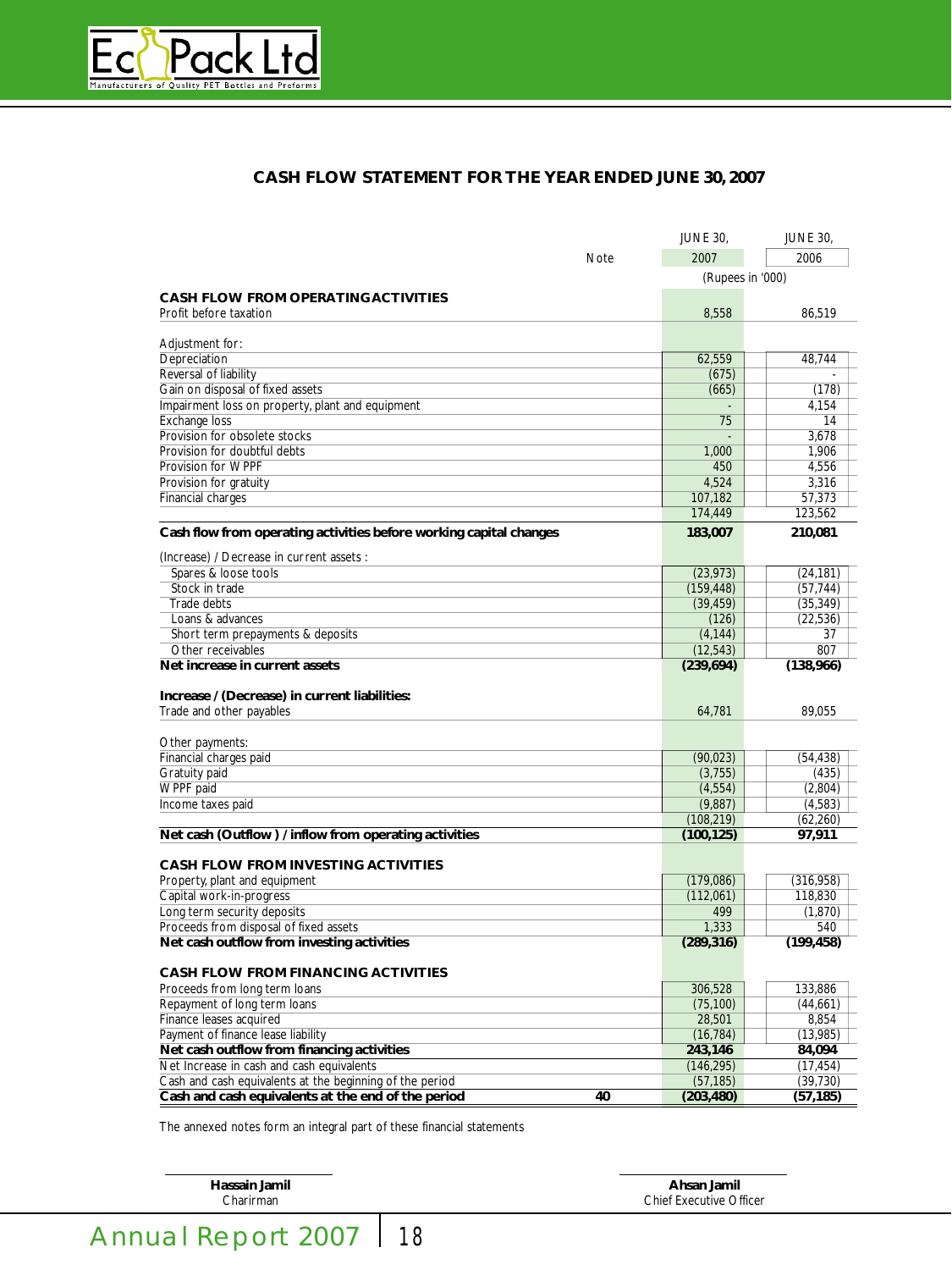## CASH FLOW STATEMENT FOR THE YEAR ENDED JUNE 30, 2007

| | Note | JUNE 30, 2007 | JUNE 30, 2006 |
|---|---|---|---|
| | | (Rupees in '000) | |
| **CASH FLOW FROM OPERATING ACTIVITIES** | | | |
| Profit before taxation | | 8,558 | 86,519 |
| Adjustment for: | | | |
| Depreciation | | 62,559 | 48,744 |
| Reversal of liability | | (675) | - |
| Gain on disposal of fixed assets | | (665) | (178) |
| Impairment loss on property, plant and equipment | | - | 4,154 |
| Exchange loss | | 75 | 14 |
| Provision for obsolete stocks | | - | 3,678 |
| Provision for doubtful debts | | 1,000 | 1,906 |
| Provision for WPPF | | 450 | 4,556 |
| Provision for gratuity | | 4,524 | 3,316 |
| Financial charges | | 107,182 | 57,373 |
| | | 174,449 | 123,562 |
| **Cash flow from operating activities before working capital changes** | | **183,007** | **210,081** |
| (Increase) / Decrease in current assets : | | | |
| Spares & loose tools | | (23,973) | (24,181) |
| Stock in trade | | (159,448) | (57,744) |
| Trade debts | | (39,459) | (35,349) |
| Loans & advances | | (126) | (22,536) |
| Short term prepayments & deposits | | (4,144) | 37 |
| Other receivables | | (12,543) | 807 |
| **Net increase in current assets** | | **(239,694)** | **(138,966)** |
| **Increase / (Decrease) in current liabilities:** | | | |
| Trade and other payables | | 64,781 | 89,055 |
| Other payments: | | | |
| Financial charges paid | | (90,023) | (54,438) |
| Gratuity paid | | (3,755) | (435) |
| WPPF paid | | (4,554) | (2,804) |
| Income taxes paid | | (9,887) | (4,583) |
| | | (108,219) | (62,260) |
| **Net cash (Outflow ) / inflow from operating activities** | | **(100,125)** | **97,911** |
| **CASH FLOW FROM INVESTING ACTIVITIES** | | | |
| Property, plant and equipment | | (179,086) | (316,958) |
| Capital work-in-progress | | (112,061) | 118,830 |
| Long term security deposits | | 499 | (1,870) |
| Proceeds from disposal of fixed assets | | 1,333 | 540 |
| **Net cash outflow from investing activities** | | **(289,316)** | **(199,458)** |
| **CASH FLOW FROM FINANCING ACTIVITIES** | | | |
| Proceeds from long term loans | | 306,528 | 133,886 |
| Repayment of long term loans | | (75,100) | (44,661) |
| Finance leases acquired | | 28,501 | 8,854 |
| Payment of finance lease liability | | (16,784) | (13,985) |
| **Net cash outflow from financing activities** | | **243,146** | **84,094** |
| Net Increase in cash and cash equivalents | | (146,295) | (17,454) |
| Cash and cash equivalents at the beginning of the period | | (57,185) | (39,730) |
| **Cash and cash equivalents at the end of the period** | **40** | **(203,480)** | **(57,185)** |

The annexed notes form an integral part of these financial statements

**Hassain Jamil**
Charirman

**Ahsan Jamil**
Chief Executive Officer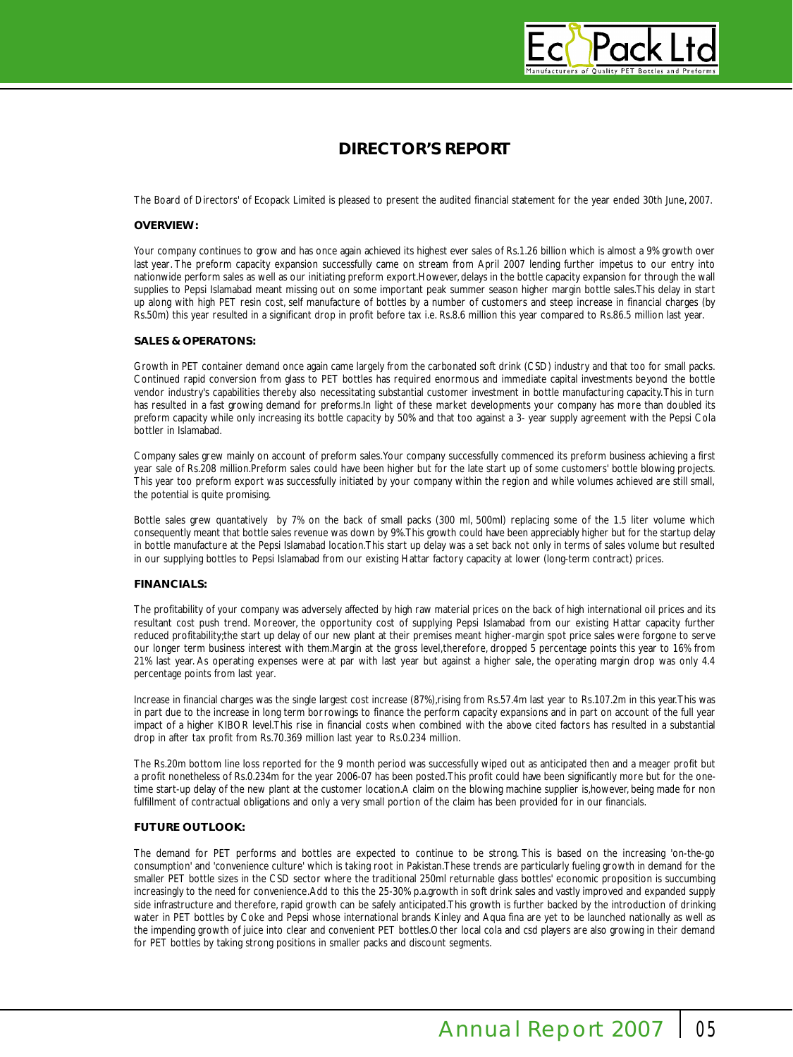# DIRECTOR'S REPORT

The Board of Directors' of Ecopack Limited is pleased to present the audited financial statement for the year ended 30th June, 2007.

### OVERVIEW:

Your company continues to grow and has once again achieved its highest ever sales of Rs.1.26 billion which is almost a 9% growth over last year. The preform capacity expansion successfully came on stream from April 2007 lending further impetus to our entry into nationwide perform sales as well as our initiating preform export.However, delays in the bottle capacity expansion for through the wall supplies to Pepsi Islamabad meant missing out on some important peak summer season higher margin bottle sales.This delay in start up along with high PET resin cost, self manufacture of bottles by a number of customers and steep increase in financial charges (by Rs.50m) this year resulted in a significant drop in profit before tax i.e. Rs.8.6 million this year compared to Rs.86.5 million last year.

### SALES & OPERATONS:

Growth in PET container demand once again came largely from the carbonated soft drink (CSD) industry and that too for small packs. Continued rapid conversion from glass to PET bottles has required enormous and immediate capital investments beyond the bottle vendor industry's capabilities thereby also necessitating substantial customer investment in bottle manufacturing capacity.This in turn has resulted in a fast growing demand for preforms.In light of these market developments your company has more than doubled its preform capacity while only increasing its bottle capacity by 50% and that too against a 3- year supply agreement with the Pepsi Cola bottler in Islamabad.

Company sales grew mainly on account of preform sales.Your company successfully commenced its preform business achieving a first year sale of Rs.208 million.Preform sales could have been higher but for the late start up of some customers' bottle blowing projects. This year too preform export was successfully initiated by your company within the region and while volumes achieved are still small, the potential is quite promising.

Bottle sales grew quantatively by 7% on the back of small packs (300 ml, 500ml) replacing some of the 1.5 liter volume which consequently meant that bottle sales revenue was down by 9%.This growth could have been appreciably higher but for the startup delay in bottle manufacture at the Pepsi Islamabad location.This start up delay was a set back not only in terms of sales volume but resulted in our supplying bottles to Pepsi Islamabad from our existing Hattar factory capacity at lower (long-term contract) prices.

### FINANCIALS:

The profitability of your company was adversely affected by high raw material prices on the back of high international oil prices and its resultant cost push trend. Moreover, the opportunity cost of supplying Pepsi Islamabad from our existing Hattar capacity further reduced profitability;the start up delay of our new plant at their premises meant higher-margin spot price sales were forgone to serve our longer term business interest with them.Margin at the gross level,therefore, dropped 5 percentage points this year to 16% from 21% last year. As operating expenses were at par with last year but against a higher sale, the operating margin drop was only 4.4 percentage points from last year.

Increase in financial charges was the single largest cost increase (87%),rising from Rs.57.4m last year to Rs.107.2m in this year.This was in part due to the increase in long term borrowings to finance the perform capacity expansions and in part on account of the full year impact of a higher KIBOR level.This rise in financial costs when combined with the above cited factors has resulted in a substantial drop in after tax profit from Rs.70.369 million last year to Rs.0.234 million.

The Rs.20m bottom line loss reported for the 9 month period was successfully wiped out as anticipated then and a meager profit but a profit nonetheless of Rs.0.234m for the year 2006-07 has been posted.This profit could have been significantly more but for the one-time start-up delay of the new plant at the customer location.A claim on the blowing machine supplier is,however, being made for non fulfillment of contractual obligations and only a very small portion of the claim has been provided for in our financials.

### FUTURE OUTLOOK:

The demand for PET performs and bottles are expected to continue to be strong. This is based on the increasing 'on-the-go consumption' and 'convenience culture' which is taking root in Pakistan.These trends are particularly fueling growth in demand for the smaller PET bottle sizes in the CSD sector where the traditional 250ml returnable glass bottles' economic proposition is succumbing increasingly to the need for convenience.Add to this the 25-30% p.a.growth in soft drink sales and vastly improved and expanded supply side infrastructure and therefore, rapid growth can be safely anticipated.This growth is further backed by the introduction of drinking water in PET bottles by Coke and Pepsi whose international brands Kinley and Aqua fina are yet to be launched nationally as well as the impending growth of juice into clear and convenient PET bottles.Other local cola and csd players are also growing in their demand for PET bottles by taking strong positions in smaller packs and discount segments.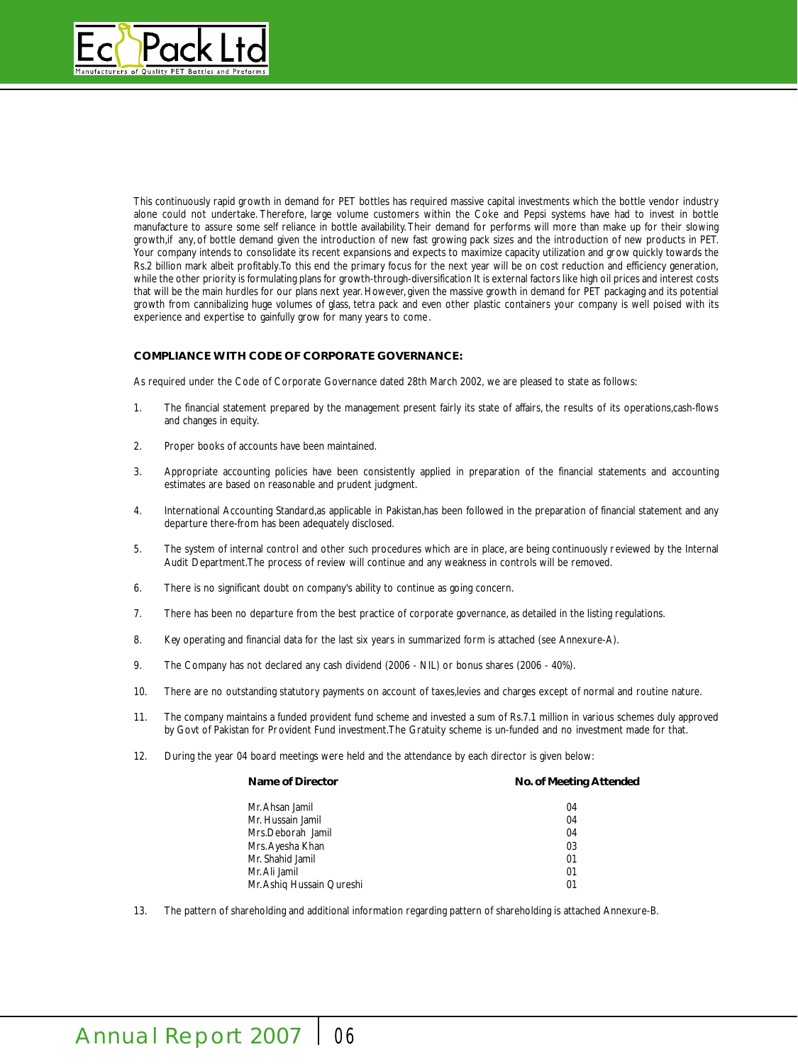This continuously rapid growth in demand for PET bottles has required massive capital investments which the bottle vendor industry alone could not undertake. Therefore, large volume customers within the Coke and Pepsi systems have had to invest in bottle manufacture to assure some self reliance in bottle availability. Their demand for performs will more than make up for their slowing growth,if any, of bottle demand given the introduction of new fast growing pack sizes and the introduction of new products in PET. Your company intends to consolidate its recent expansions and expects to maximize capacity utilization and grow quickly towards the Rs.2 billion mark albeit profitably.To this end the primary focus for the next year will be on cost reduction and efficiency generation, while the other priority is formulating plans for growth-through-diversification It is external factors like high oil prices and interest costs that will be the main hurdles for our plans next year. However, given the massive growth in demand for PET packaging and its potential growth from cannibalizing huge volumes of glass, tetra pack and even other plastic containers your company is well poised with its experience and expertise to gainfully grow for many years to come.

## COMPLIANCE WITH CODE OF CORPORATE GOVERNANCE:

As required under the Code of Corporate Governance dated 28th March 2002, we are pleased to state as follows:

1. The financial statement prepared by the management present fairly its state of affairs, the results of its operations,cash-flows and changes in equity.
2. Proper books of accounts have been maintained.
3. Appropriate accounting policies have been consistently applied in preparation of the financial statements and accounting estimates are based on reasonable and prudent judgment.
4. International Accounting Standard,as applicable in Pakistan,has been followed in the preparation of financial statement and any departure there-from has been adequately disclosed.
5. The system of internal control and other such procedures which are in place, are being continuously reviewed by the Internal Audit Department.The process of review will continue and any weakness in controls will be removed.
6. There is no significant doubt on company's ability to continue as going concern.
7. There has been no departure from the best practice of corporate governance, as detailed in the listing regulations.
8. Key operating and financial data for the last six years in summarized form is attached (see Annexure-A).
9. The Company has not declared any cash dividend (2006 - NIL) or bonus shares (2006 - 40%).
10. There are no outstanding statutory payments on account of taxes,levies and charges except of normal and routine nature.
11. The company maintains a funded provident fund scheme and invested a sum of Rs.7.1 million in various schemes duly approved by Govt of Pakistan for Provident Fund investment.The Gratuity scheme is un-funded and no investment made for that.
12. During the year 04 board meetings were held and the attendance by each director is given below:

| Name of Director | No. of Meeting Attended |
|---|---|
| Mr.Ahsan Jamil | 04 |
| Mr. Hussain Jamil | 04 |
| Mrs.Deborah Jamil | 04 |
| Mrs.Ayesha Khan | 03 |
| Mr. Shahid Jamil | 01 |
| Mr.Ali Jamil | 01 |
| Mr.Ashiq Hussain Qureshi | 01 |

13. The pattern of shareholding and additional information regarding pattern of shareholding is attached Annexure-B.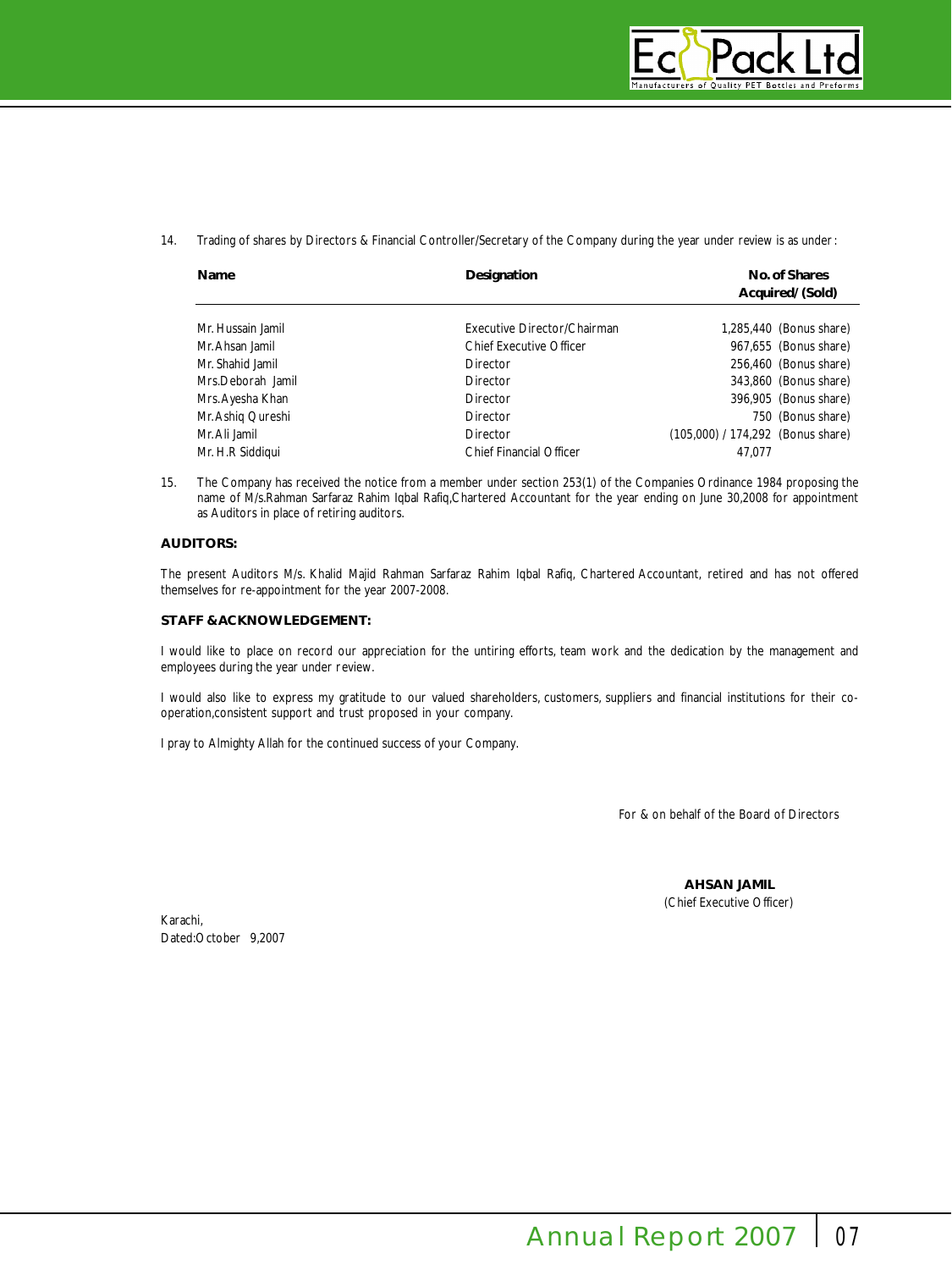14. Trading of shares by Directors & Financial Controller/Secretary of the Company during the year under review is as under:

| Name | Designation | No. of Shares Acquired/ (Sold) |
|---|---|---|
| Mr. Hussain Jamil | Executive Director/Chairman | 1,285,440 (Bonus share) |
| Mr.Ahsan Jamil | Chief Executive Officer | 967,655 (Bonus share) |
| Mr. Shahid Jamil | Director | 256,460 (Bonus share) |
| Mrs.Deborah Jamil | Director | 343,860 (Bonus share) |
| Mrs.Ayesha Khan | Director | 396,905 (Bonus share) |
| Mr.Ashiq Qureshi | Director | 750 (Bonus share) |
| Mr.Ali Jamil | Director | (105,000) / 174,292 (Bonus share) |
| Mr. H.R Siddiqui | Chief Financial Officer | 47,077 |

15. The Company has received the notice from a member under section 253(1) of the Companies Ordinance 1984 proposing the name of M/s.Rahman Sarfaraz Rahim Iqbal Rafiq,Chartered Accountant for the year ending on June 30,2008 for appointment as Auditors in place of retiring auditors.

**AUDITORS:**

The present Auditors M/s. Khalid Majid Rahman Sarfaraz Rahim Iqbal Rafiq, Chartered Accountant, retired and has not offered themselves for re-appointment for the year 2007-2008.

**STAFF &ACKNOWLEDGEMENT:**

I would like to place on record our appreciation for the untiring efforts, team work and the dedication by the management and employees during the year under review.

I would also like to express my gratitude to our valued shareholders, customers, suppliers and financial institutions for their co-operation,consistent support and trust proposed in your company.

I pray to Almighty Allah for the continued success of your Company.

For & on behalf of the Board of Directors

**AHSAN JAMIL**
(Chief Executive Officer)

Karachi,
Dated:October 9,2007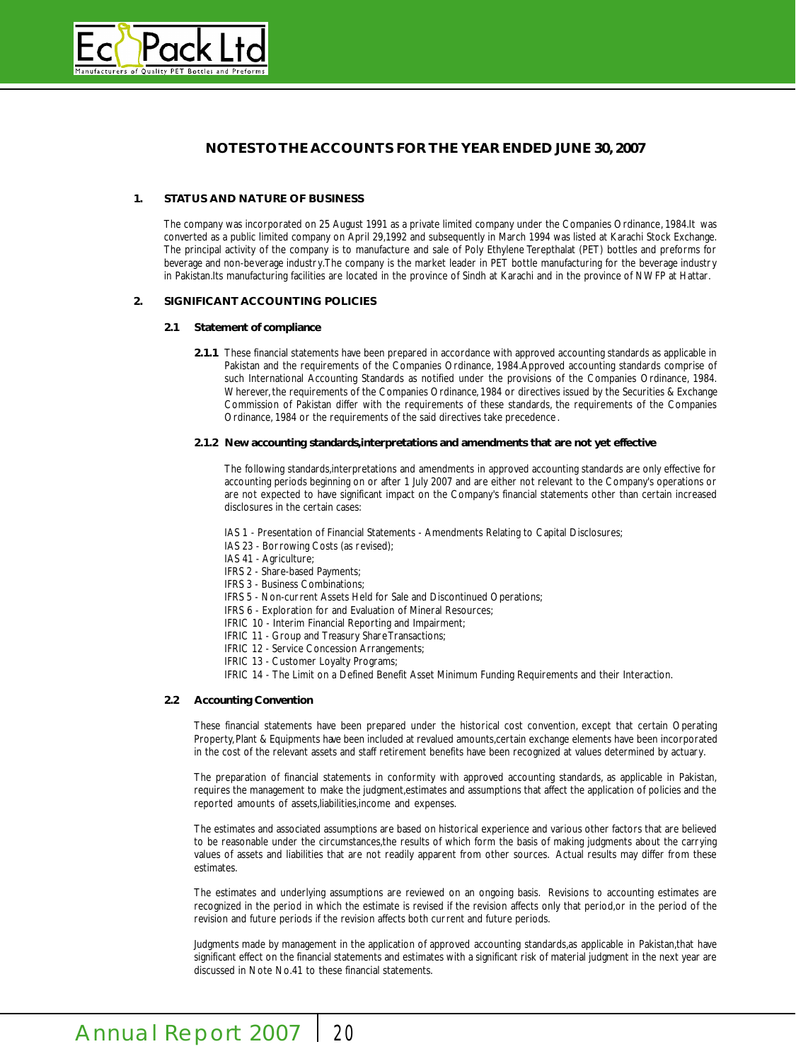# NOTES TO THE ACCOUNTS FOR THE YEAR ENDED JUNE 30, 2007

## 1. STATUS AND NATURE OF BUSINESS

The company was incorporated on 25 August 1991 as a private limited company under the Companies Ordinance, 1984.It was converted as a public limited company on April 29,1992 and subsequently in March 1994 was listed at Karachi Stock Exchange. The principal activity of the company is to manufacture and sale of Poly Ethylene Terepthalat (PET) bottles and preforms for beverage and non-beverage industry.The company is the market leader in PET bottle manufacturing for the beverage industry in Pakistan.Its manufacturing facilities are located in the province of Sindh at Karachi and in the province of NWFP at Hattar.

## 2. SIGNIFICANT ACCOUNTING POLICIES

### 2.1 Statement of compliance

**2.1.1** These financial statements have been prepared in accordance with approved accounting standards as applicable in Pakistan and the requirements of the Companies Ordinance, 1984.Approved accounting standards comprise of such International Accounting Standards as notified under the provisions of the Companies Ordinance, 1984. Wherever, the requirements of the Companies Ordinance, 1984 or directives issued by the Securities & Exchange Commission of Pakistan differ with the requirements of these standards, the requirements of the Companies Ordinance, 1984 or the requirements of the said directives take precedence.

**2.1.2 New accounting standards,interpretations and amendments that are not yet effective**

The following standards,interpretations and amendments in approved accounting standards are only effective for accounting periods beginning on or after 1 July 2007 and are either not relevant to the Company's operations or are not expected to have significant impact on the Company's financial statements other than certain increased disclosures in the certain cases:

IAS 1 - Presentation of Financial Statements - Amendments Relating to Capital Disclosures;
IAS 23 - Borrowing Costs (as revised);
IAS 41 - Agriculture;
IFRS 2 - Share-based Payments;
IFRS 3 - Business Combinations;
IFRS 5 - Non-current Assets Held for Sale and Discontinued Operations;
IFRS 6 - Exploration for and Evaluation of Mineral Resources;
IFRIC 10 - Interim Financial Reporting and Impairment;
IFRIC 11 - Group and Treasury Share Transactions;
IFRIC 12 - Service Concession Arrangements;
IFRIC 13 - Customer Loyalty Programs;
IFRIC 14 - The Limit on a Defined Benefit Asset Minimum Funding Requirements and their Interaction.

### 2.2 Accounting Convention

These financial statements have been prepared under the historical cost convention, except that certain Operating Property, Plant & Equipments have been included at revalued amounts,certain exchange elements have been incorporated in the cost of the relevant assets and staff retirement benefits have been recognized at values determined by actuary.

The preparation of financial statements in conformity with approved accounting standards, as applicable in Pakistan, requires the management to make the judgment,estimates and assumptions that affect the application of policies and the reported amounts of assets,liabilities,income and expenses.

The estimates and associated assumptions are based on historical experience and various other factors that are believed to be reasonable under the circumstances,the results of which form the basis of making judgments about the carrying values of assets and liabilities that are not readily apparent from other sources. Actual results may differ from these estimates.

The estimates and underlying assumptions are reviewed on an ongoing basis. Revisions to accounting estimates are recognized in the period in which the estimate is revised if the revision affects only that period,or in the period of the revision and future periods if the revision affects both current and future periods.

Judgments made by management in the application of approved accounting standards,as applicable in Pakistan,that have significant effect on the financial statements and estimates with a significant risk of material judgment in the next year are discussed in Note No.41 to these financial statements.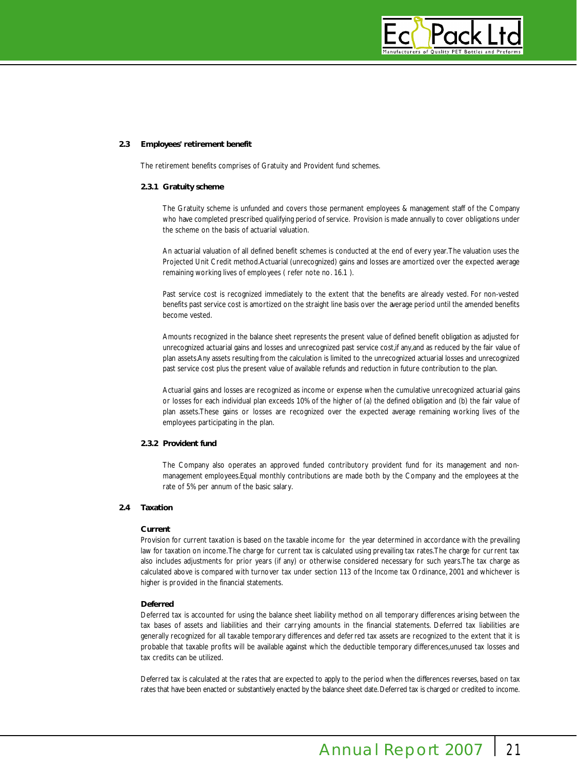## 2.3 Employees' retirement benefit

The retirement benefits comprises of Gratuity and Provident fund schemes.

### 2.3.1 Gratuity scheme

The Gratuity scheme is unfunded and covers those permanent employees & management staff of the Company who have completed prescribed qualifying period of service. Provision is made annually to cover obligations under the scheme on the basis of actuarial valuation.

An actuarial valuation of all defined benefit schemes is conducted at the end of every year.The valuation uses the Projected Unit Credit method.Actuarial (unrecognized) gains and losses are amortized over the expected average remaining working lives of employees ( refer note no. 16.1 ).

Past service cost is recognized immediately to the extent that the benefits are already vested. For non-vested benefits past service cost is amortized on the straight line basis over the average period until the amended benefits become vested.

Amounts recognized in the balance sheet represents the present value of defined benefit obligation as adjusted for unrecognized actuarial gains and losses and unrecognized past service cost,if any,and as reduced by the fair value of plan assets.Any assets resulting from the calculation is limited to the unrecognized actuarial losses and unrecognized past service cost plus the present value of available refunds and reduction in future contribution to the plan.

Actuarial gains and losses are recognized as income or expense when the cumulative unrecognized actuarial gains or losses for each individual plan exceeds 10% of the higher of (a) the defined obligation and (b) the fair value of plan assets.These gains or losses are recognized over the expected average remaining working lives of the employees participating in the plan.

### 2.3.2 Provident fund

The Company also operates an approved funded contributory provident fund for its management and non-management employees.Equal monthly contributions are made both by the Company and the employees at the rate of 5% per annum of the basic salary.

## 2.4 Taxation

**Current**

Provision for current taxation is based on the taxable income for the year determined in accordance with the prevailing law for taxation on income.The charge for current tax is calculated using prevailing tax rates.The charge for current tax also includes adjustments for prior years (if any) or otherwise considered necessary for such years.The tax charge as calculated above is compared with turnover tax under section 113 of the Income tax Ordinance, 2001 and whichever is higher is provided in the financial statements.

**Deferred**

Deferred tax is accounted for using the balance sheet liability method on all temporary differences arising between the tax bases of assets and liabilities and their carrying amounts in the financial statements. Deferred tax liabilities are generally recognized for all taxable temporary differences and deferred tax assets are recognized to the extent that it is probable that taxable profits will be available against which the deductible temporary differences,unused tax losses and tax credits can be utilized.

Deferred tax is calculated at the rates that are expected to apply to the period when the differences reverses, based on tax rates that have been enacted or substantively enacted by the balance sheet date. Deferred tax is charged or credited to income.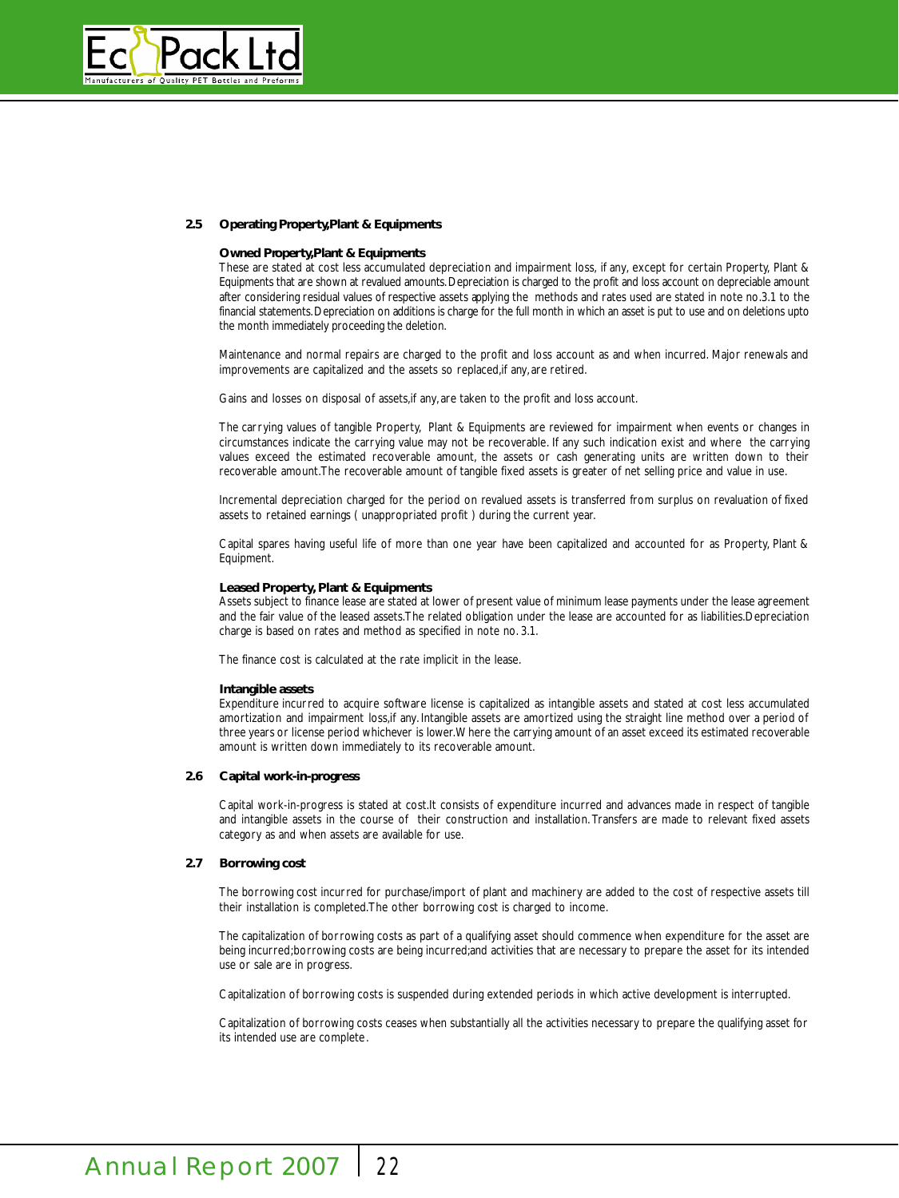## 2.5 Operating Property,Plant & Equipments

### Owned Property,Plant & Equipments

These are stated at cost less accumulated depreciation and impairment loss, if any, except for certain Property, Plant & Equipments that are shown at revalued amounts. Depreciation is charged to the profit and loss account on depreciable amount after considering residual values of respective assets applying the methods and rates used are stated in note no.3.1 to the financial statements. Depreciation on additions is charge for the full month in which an asset is put to use and on deletions upto the month immediately proceeding the deletion.

Maintenance and normal repairs are charged to the profit and loss account as and when incurred. Major renewals and improvements are capitalized and the assets so replaced,if any, are retired.

Gains and losses on disposal of assets,if any, are taken to the profit and loss account.

The carrying values of tangible Property, Plant & Equipments are reviewed for impairment when events or changes in circumstances indicate the carrying value may not be recoverable. If any such indication exist and where the carrying values exceed the estimated recoverable amount, the assets or cash generating units are written down to their recoverable amount.The recoverable amount of tangible fixed assets is greater of net selling price and value in use.

Incremental depreciation charged for the period on revalued assets is transferred from surplus on revaluation of fixed assets to retained earnings ( unappropriated profit ) during the current year.

Capital spares having useful life of more than one year have been capitalized and accounted for as Property, Plant & Equipment.

### Leased Property, Plant & Equipments

Assets subject to finance lease are stated at lower of present value of minimum lease payments under the lease agreement and the fair value of the leased assets.The related obligation under the lease are accounted for as liabilities.Depreciation charge is based on rates and method as specified in note no. 3.1.

The finance cost is calculated at the rate implicit in the lease.

### Intangible assets

Expenditure incurred to acquire software license is capitalized as intangible assets and stated at cost less accumulated amortization and impairment loss,if any. Intangible assets are amortized using the straight line method over a period of three years or license period whichever is lower.Where the carrying amount of an asset exceed its estimated recoverable amount is written down immediately to its recoverable amount.

## 2.6 Capital work-in-progress

Capital work-in-progress is stated at cost.It consists of expenditure incurred and advances made in respect of tangible and intangible assets in the course of their construction and installation. Transfers are made to relevant fixed assets category as and when assets are available for use.

## 2.7 Borrowing cost

The borrowing cost incurred for purchase/import of plant and machinery are added to the cost of respective assets till their installation is completed.The other borrowing cost is charged to income.

The capitalization of borrowing costs as part of a qualifying asset should commence when expenditure for the asset are being incurred;borrowing costs are being incurred;and activities that are necessary to prepare the asset for its intended use or sale are in progress.

Capitalization of borrowing costs is suspended during extended periods in which active development is interrupted.

Capitalization of borrowing costs ceases when substantially all the activities necessary to prepare the qualifying asset for its intended use are complete.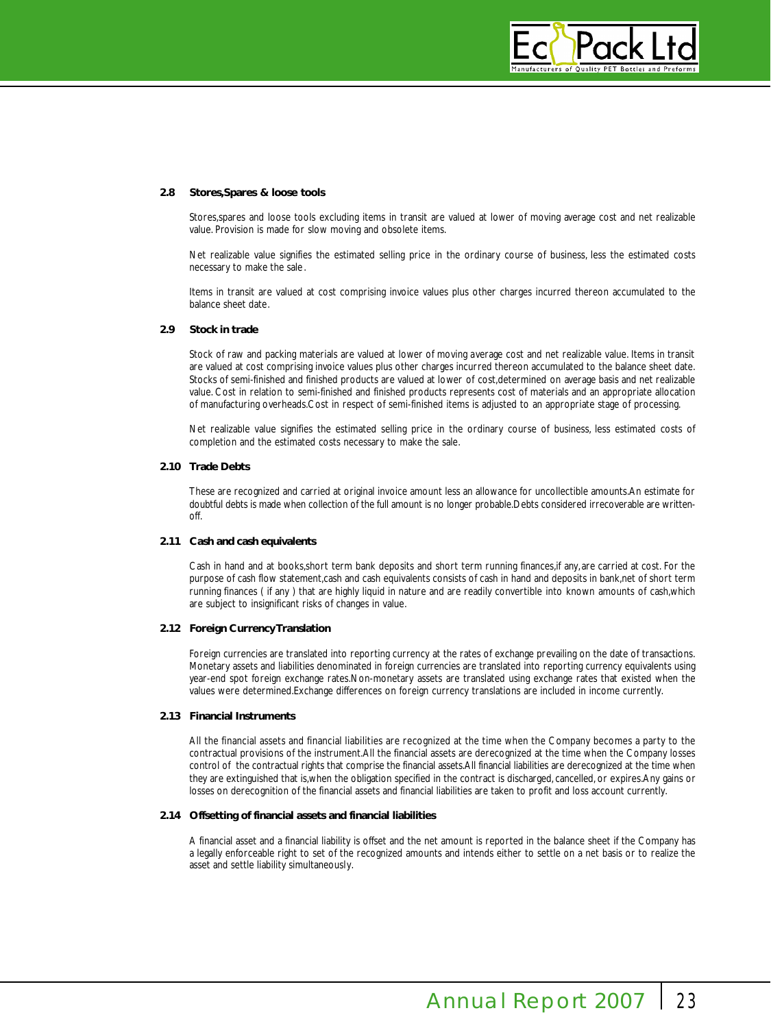### 2.8 Stores,Spares & loose tools

Stores,spares and loose tools excluding items in transit are valued at lower of moving average cost and net realizable value. Provision is made for slow moving and obsolete items.

Net realizable value signifies the estimated selling price in the ordinary course of business, less the estimated costs necessary to make the sale.

Items in transit are valued at cost comprising invoice values plus other charges incurred thereon accumulated to the balance sheet date.

### 2.9 Stock in trade

Stock of raw and packing materials are valued at lower of moving average cost and net realizable value. Items in transit are valued at cost comprising invoice values plus other charges incurred thereon accumulated to the balance sheet date. Stocks of semi-finished and finished products are valued at lower of cost,determined on average basis and net realizable value. Cost in relation to semi-finished and finished products represents cost of materials and an appropriate allocation of manufacturing overheads.Cost in respect of semi-finished items is adjusted to an appropriate stage of processing.

Net realizable value signifies the estimated selling price in the ordinary course of business, less estimated costs of completion and the estimated costs necessary to make the sale.

### 2.10 Trade Debts

These are recognized and carried at original invoice amount less an allowance for uncollectible amounts.An estimate for doubtful debts is made when collection of the full amount is no longer probable.Debts considered irrecoverable are written-off.

### 2.11 Cash and cash equivalents

Cash in hand and at books,short term bank deposits and short term running finances,if any,are carried at cost. For the purpose of cash flow statement,cash and cash equivalents consists of cash in hand and deposits in bank,net of short term running finances ( if any ) that are highly liquid in nature and are readily convertible into known amounts of cash,which are subject to insignificant risks of changes in value.

### 2.12 Foreign Currency Translation

Foreign currencies are translated into reporting currency at the rates of exchange prevailing on the date of transactions. Monetary assets and liabilities denominated in foreign currencies are translated into reporting currency equivalents using year-end spot foreign exchange rates.Non-monetary assets are translated using exchange rates that existed when the values were determined.Exchange differences on foreign currency translations are included in income currently.

### 2.13 Financial Instruments

All the financial assets and financial liabilities are recognized at the time when the Company becomes a party to the contractual provisions of the instrument.All the financial assets are derecognized at the time when the Company losses control of the contractual rights that comprise the financial assets.All financial liabilities are derecognized at the time when they are extinguished that is,when the obligation specified in the contract is discharged, cancelled, or expires.Any gains or losses on derecognition of the financial assets and financial liabilities are taken to profit and loss account currently.

### 2.14 Offsetting of financial assets and financial liabilities

A financial asset and a financial liability is offset and the net amount is reported in the balance sheet if the Company has a legally enforceable right to set of the recognized amounts and intends either to settle on a net basis or to realize the asset and settle liability simultaneously.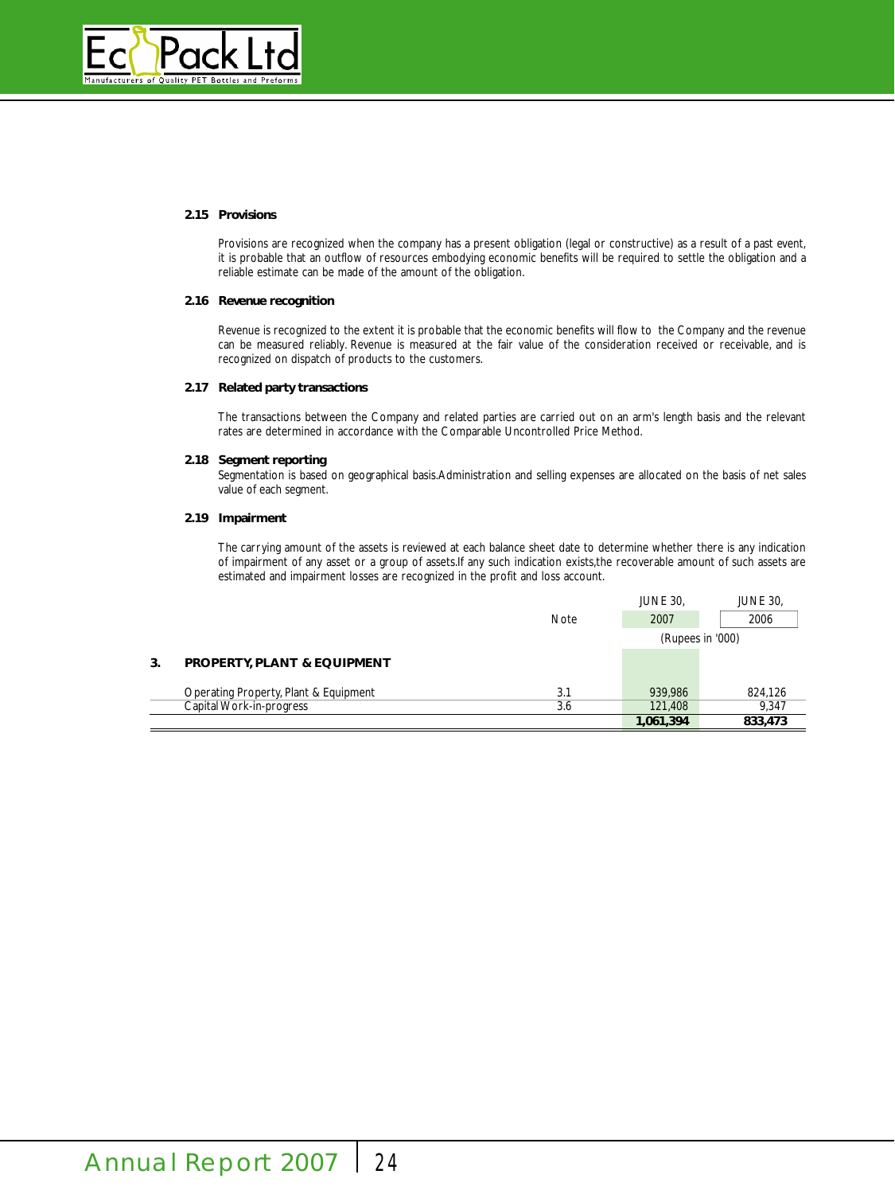### 2.15 Provisions

Provisions are recognized when the company has a present obligation (legal or constructive) as a result of a past event, it is probable that an outflow of resources embodying economic benefits will be required to settle the obligation and a reliable estimate can be made of the amount of the obligation.

### 2.16 Revenue recognition

Revenue is recognized to the extent it is probable that the economic benefits will flow to the Company and the revenue can be measured reliably. Revenue is measured at the fair value of the consideration received or receivable, and is recognized on dispatch of products to the customers.

### 2.17 Related party transactions

The transactions between the Company and related parties are carried out on an arm's length basis and the relevant rates are determined in accordance with the Comparable Uncontrolled Price Method.

### 2.18 Segment reporting

Segmentation is based on geographical basis.Administration and selling expenses are allocated on the basis of net sales value of each segment.

### 2.19 Impairment

The carrying amount of the assets is reviewed at each balance sheet date to determine whether there is any indication of impairment of any asset or a group of assets.If any such indication exists,the recoverable amount of such assets are estimated and impairment losses are recognized in the profit and loss account.

| | | Note | JUNE 30, 2007 | JUNE 30, 2006 |
|---|---|---|---|---|
| | | | (Rupees in '000) | |
| **3.** | **PROPERTY, PLANT & EQUIPMENT** | | | |
| | Operating Property, Plant & Equipment | 3.1 | 939,986 | 824,126 |
| | Capital Work-in-progress | 3.6 | 121,408 | 9,347 |
| | | | **1,061,394** | **833,473** |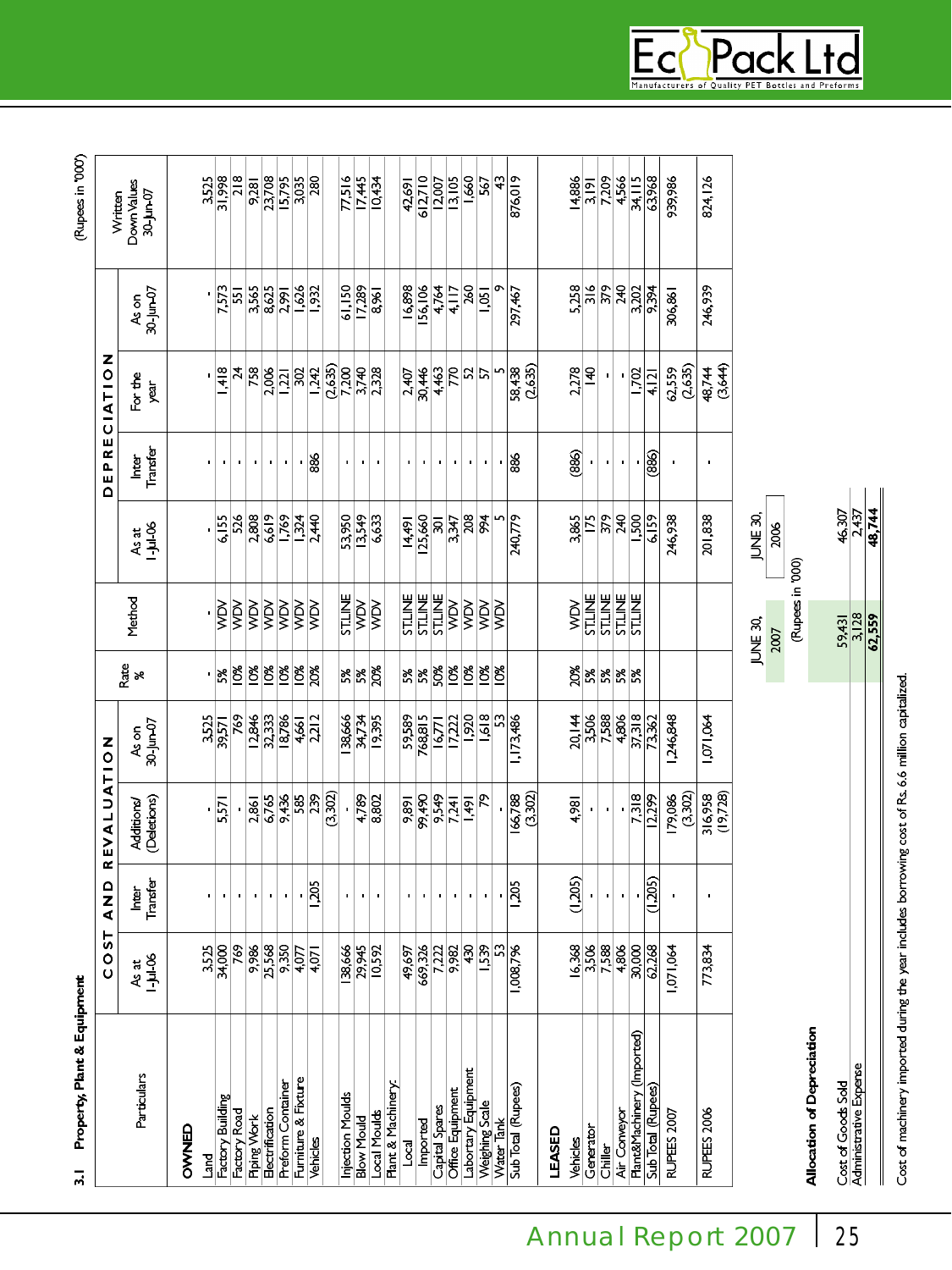## 3.1 Property, Plant & Equipment

(Rupees in '000')

| Particulars | COST AND REVALUATION | | | | Rate % | Method | DEPRECIATION | | | | Written Down Values 30-Jun-07 |
|---|---|---|---|---|---|---|---|---|---|---|---|
| | As at 1-Jul-06 | Inter Transfer | Additions/ (Deletions) | As on 30-Jun-07 | | | As at 1-Jul-06 | Inter Transfer | For the year | As on 30-Jun-07 | |
| **OWNED** | | | | | | | | | | | |
| Land | 3,525 | - | - | 3,525 | - | - | - | - | - | - | 3,525 |
| Factory Building | 34,000 | - | 5,571 | 39,571 | 5% | WDV | 6,155 | - | 1,418 | 7,573 | 31,998 |
| Factory Road | 769 | - | - | 769 | 10% | WDV | 526 | - | 24 | 551 | 218 |
| Piping Work | 9,986 | - | 2,861 | 12,846 | 10% | WDV | 2,808 | - | 758 | 3,565 | 9,281 |
| Electrification | 25,568 | - | 6,765 | 32,333 | 10% | WDV | 6,619 | - | 2,006 | 8,625 | 23,708 |
| Preform Container | 9,350 | - | 9,436 | 18,786 | 10% | WDV | 1,769 | - | 1,221 | 2,991 | 15,795 |
| Furniture & Fixture | 4,077 | - | 585 | 4,661 | 10% | WDV | 1,324 | - | 302 | 1,626 | 3,035 |
| Vehicles | 4,071 | 1,205 | 239 (3,302) | 2,212 | 20% | WDV | 2,440 | 886 | 1,242 (2,635) | 1,932 | 280 |
| Injection Moulds | 138,666 | - | - | 138,666 | 5% | ST.LINE | 53,950 | - | 7,200 | 61,150 | 77,516 |
| Blow Mould | 29,945 | - | 4,789 | 34,734 | 5% | WDV | 13,549 | - | 3,740 | 17,289 | 17,445 |
| Local Moulds | 10,592 | - | 8,802 | 19,395 | 20% | WDV | 6,633 | - | 2,328 | 8,961 | 10,434 |
| Plant & Machinery: | | | | | | | | | | | |
| Local | 49,697 | - | 9,891 | 59,589 | 5% | ST.LINE | 14,491 | - | 2,407 | 16,898 | 42,691 |
| Imported | 669,326 | - | 99,490 | 768,815 | 5% | ST.LINE | 125,660 | - | 30,446 | 156,106 | 612,710 |
| Capital Spares | 7,222 | - | 9,549 | 16,771 | 50% | ST.LINE | 301 | - | 4,463 | 4,764 | 12,007 |
| Office Equipment | 9,982 | - | 7,241 | 17,222 | 10% | WDV | 3,347 | - | 770 | 4,117 | 13,105 |
| Labortary Equipment | 430 | - | 1,491 | 1,920 | 10% | WDV | 208 | - | 52 | 260 | 1,660 |
| Weighing Scale | 1,539 | - | 79 | 1,618 | 10% | WDV | 994 | - | 57 | 1,051 | 567 |
| Water Tank | 53 | - | - | 53 | 10% | WDV | 5 | - | 5 | 9 | 43 |
| Sub Total (Rupees) | 1,008,796 | 1,205 | 166,788 (3,302) | 1,173,486 | | | 240,779 | 886 | 58,438 (2,635) | 297,467 | 876,019 |
| **LEASED** | | | | | | | | | | | |
| Vehicles | 16,368 | (1,205) | 4,981 | 20,144 | 20% | WDV | 3,865 | (886) | 2,278 | 5,258 | 14,886 |
| Generator | 3,506 | - | - | 3,506 | 5% | ST.LINE | 175 | - | 140 | 316 | 3,191 |
| Chiller | 7,588 | - | - | 7,588 | 5% | ST.LINE | 379 | - | - | 379 | 7,209 |
| Air Conveyor | 4,806 | - | - | 4,806 | 5% | ST.LINE | 240 | - | - | 240 | 4,566 |
| Plant&Machinery (Imported) | 30,000 | - | 7,318 | 37,318 | 5% | ST.LINE | 1,500 | - | 1,702 | 3,202 | 34,115 |
| Sub Total (Rupees) | 62,268 | (1,205) | 12,299 | 73,362 | | | 6,159 | (886) | 4,121 | 9,394 | 63,968 |
| RUPEES 2007 | 1,071,064 | - | 179,086 (3,302) | 1,246,848 | | | 246,938 | - | 62,559 (2,635) | 306,861 | 939,986 |
| RUPEES 2006 | 773,834 | - | 316,958 (19,728) | 1,071,064 | | | 201,838 | - | 48,744 (3,644) | 246,939 | 824,126 |

### Allocation of Depreciation

| | JUNE 30, 2007 | JUNE 30, 2006 |
|---|---|---|
| | (Rupees in '000) | |
| Cost of Goods Sold | 59,431 | 46,307 |
| Administrative Expense | 3,128 | 2,437 |
| | **62,559** | **48,744** |

Cost of machinery imported during the year includes borrowing cost of Rs. 6.6 million capitalized.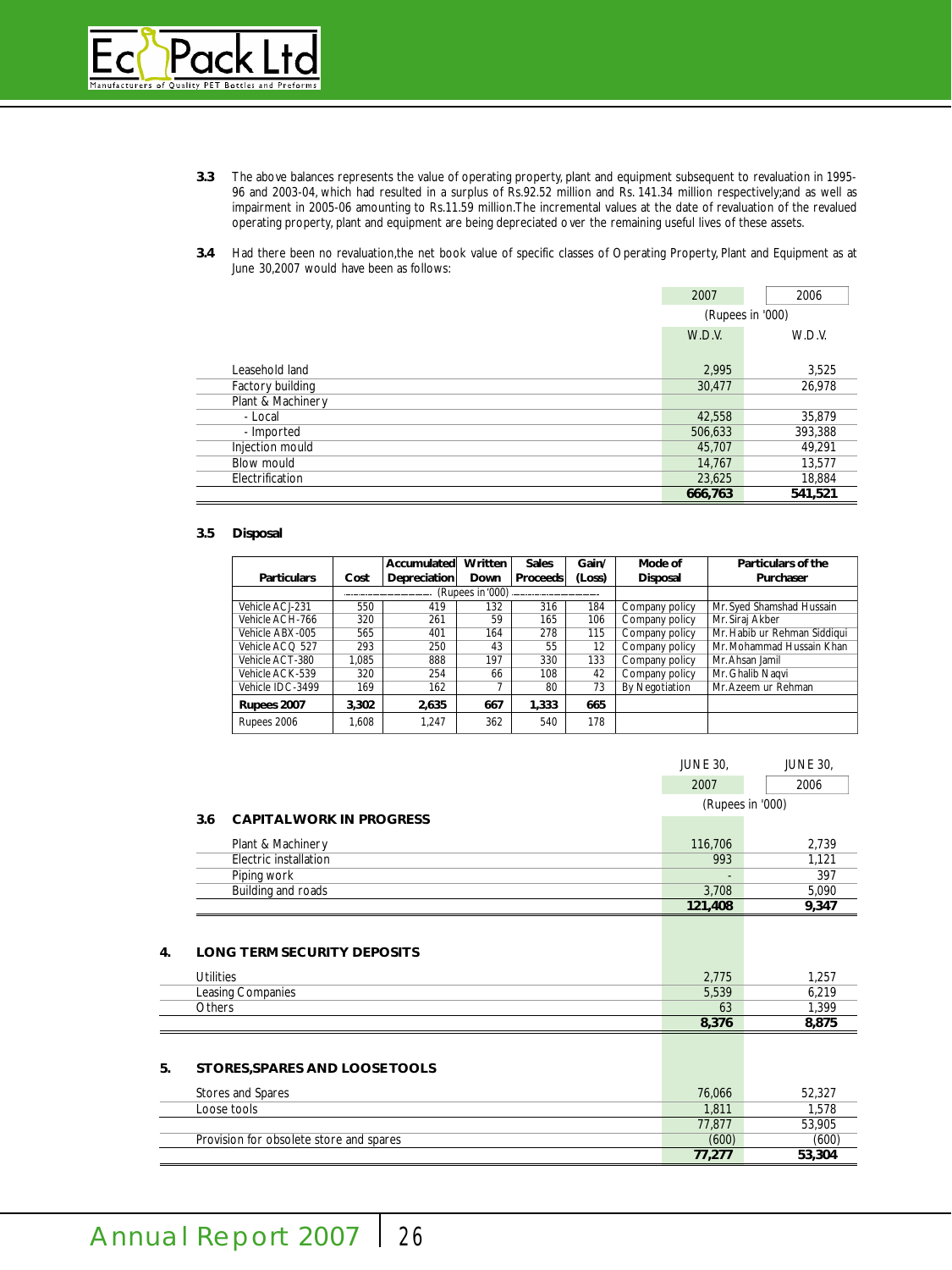**3.3** The above balances represents the value of operating property, plant and equipment subsequent to revaluation in 1995-96 and 2003-04, which had resulted in a surplus of Rs.92.52 million and Rs. 141.34 million respectively;and as well as impairment in 2005-06 amounting to Rs.11.59 million.The incremental values at the date of revaluation of the revalued operating property, plant and equipment are being depreciated over the remaining useful lives of these assets.

**3.4** Had there been no revaluation,the net book value of specific classes of Operating Property, Plant and Equipment as at June 30,2007 would have been as follows:

| | 2007 | 2006 |
|---|---|---|
| | (Rupees in '000) | |
| | W.D.V. | W.D.V. |
| Leasehold land | 2,995 | 3,525 |
| Factory building | 30,477 | 26,978 |
| Plant & Machinery | | |
| - Local | 42,558 | 35,879 |
| - Imported | 506,633 | 393,388 |
| Injection mould | 45,707 | 49,291 |
| Blow mould | 14,767 | 13,577 |
| Electrification | 23,625 | 18,884 |
| | **666,763** | **541,521** |

**3.5 Disposal**

| Particulars | Cost | Accumulated Depreciation | Written Down | Sales Proceeds | Gain/ (Loss) | Mode of Disposal | Particulars of the Purchaser |
|---|---|---|---|---|---|---|---|
| | (Rupees in '000) | | | | | | |
| Vehicle ACJ-231 | 550 | 419 | 132 | 316 | 184 | Company policy | Mr. Syed Shamshad Hussain |
| Vehicle ACH-766 | 320 | 261 | 59 | 165 | 106 | Company policy | Mr. Siraj Akber |
| Vehicle ABX-005 | 565 | 401 | 164 | 278 | 115 | Company policy | Mr. Habib ur Rehman Siddiqui |
| Vehicle ACQ 527 | 293 | 250 | 43 | 55 | 12 | Company policy | Mr. Mohammad Hussain Khan |
| Vehicle ACT-380 | 1,085 | 888 | 197 | 330 | 133 | Company policy | Mr. Ahsan Jamil |
| Vehicle ACK-539 | 320 | 254 | 66 | 108 | 42 | Company policy | Mr. Ghalib Naqvi |
| Vehicle IDC-3499 | 169 | 162 | 7 | 80 | 73 | By Negotiation | Mr. Azeem ur Rehman |
| **Rupees 2007** | **3,302** | **2,635** | **667** | **1,333** | **665** | | |
| Rupees 2006 | 1,608 | 1,247 | 362 | 540 | 178 | | |

| | JUNE 30, 2007 | JUNE 30, 2006 |
|---|---|---|
| | (Rupees in '000) | |
| **3.6 CAPITAL WORK IN PROGRESS** | | |
| Plant & Machinery | 116,706 | 2,739 |
| Electric installation | 993 | 1,121 |
| Piping work | - | 397 |
| Building and roads | 3,708 | 5,090 |
| | **121,408** | **9,347** |

## 4. LONG TERM SECURITY DEPOSITS

| | 2007 | 2006 |
|---|---|---|
| Utilities | 2,775 | 1,257 |
| Leasing Companies | 5,539 | 6,219 |
| Others | 63 | 1,399 |
| | **8,376** | **8,875** |

## 5. STORES,SPARES AND LOOSE TOOLS

| | 2007 | 2006 |
|---|---|---|
| Stores and Spares | 76,066 | 52,327 |
| Loose tools | 1,811 | 1,578 |
| | 77,877 | 53,905 |
| Provision for obsolete store and spares | (600) | (600) |
| | **77,277** | **53,304** |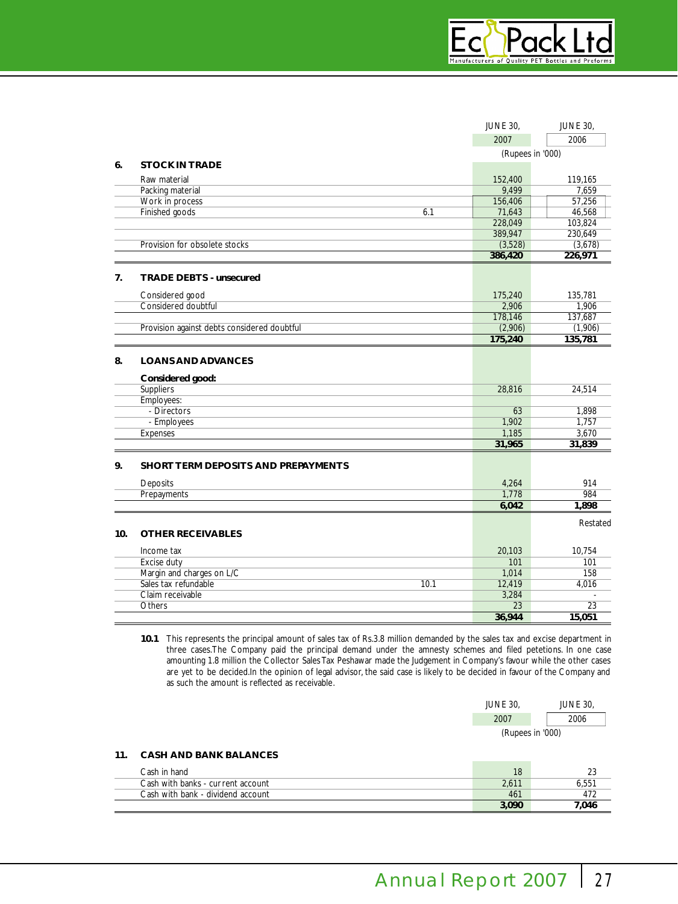| | | JUNE 30, 2007 | JUNE 30, 2006 |
|---|---|---|---|
| | | (Rupees in '000) | |
| **6. STOCK IN TRADE** | | | |
| Raw material | | 152,400 | 119,165 |
| Packing material | | 9,499 | 7,659 |
| Work in process | | 156,406 | 57,256 |
| Finished goods | 6.1 | 71,643 | 46,568 |
| | | 228,049 | 103,824 |
| | | 389,947 | 230,649 |
| Provision for obsolete stocks | | (3,528) | (3,678) |
| | | **386,420** | **226,971** |
| **7. TRADE DEBTS - unsecured** | | | |
| Considered good | | 175,240 | 135,781 |
| Considered doubtful | | 2,906 | 1,906 |
| | | 178,146 | 137,687 |
| Provision against debts considered doubtful | | (2,906) | (1,906) |
| | | **175,240** | **135,781** |
| **8. LOANS AND ADVANCES** | | | |
| **Considered good:** | | | |
| Suppliers | | 28,816 | 24,514 |
| Employees: | | | |
| - Directors | | 63 | 1,898 |
| - Employees | | 1,902 | 1,757 |
| Expenses | | 1,185 | 3,670 |
| | | **31,965** | **31,839** |
| **9. SHORT TERM DEPOSITS AND PREPAYMENTS** | | | |
| Deposits | | 4,264 | 914 |
| Prepayments | | 1,778 | 984 |
| | | **6,042** | **1,898** |
| | | | Restated |
| **10. OTHER RECEIVABLES** | | | |
| Income tax | | 20,103 | 10,754 |
| Excise duty | | 101 | 101 |
| Margin and charges on L/C | | 1,014 | 158 |
| Sales tax refundable | 10.1 | 12,419 | 4,016 |
| Claim receivable | | 3,284 | - |
| Others | | 23 | 23 |
| | | **36,944** | **15,051** |

**10.1** This represents the principal amount of sales tax of Rs.3.8 million demanded by the sales tax and excise department in three cases.The Company paid the principal demand under the amnesty schemes and filed petetions. In one case amounting 1.8 million the Collector Sales Tax Peshawar made the Judgement in Company's favour while the other cases are yet to be decided.In the opinion of legal advisor, the said case is likely to be decided in favour of the Company and as such the amount is reflected as receivable.

| | JUNE 30, 2007 | JUNE 30, 2006 |
|---|---|---|
| | (Rupees in '000) | |
| **11. CASH AND BANK BALANCES** | | |
| Cash in hand | 18 | 23 |
| Cash with banks - current account | 2,611 | 6,551 |
| Cash with bank - dividend account | 461 | 472 |
| | **3,090** | **7,046** |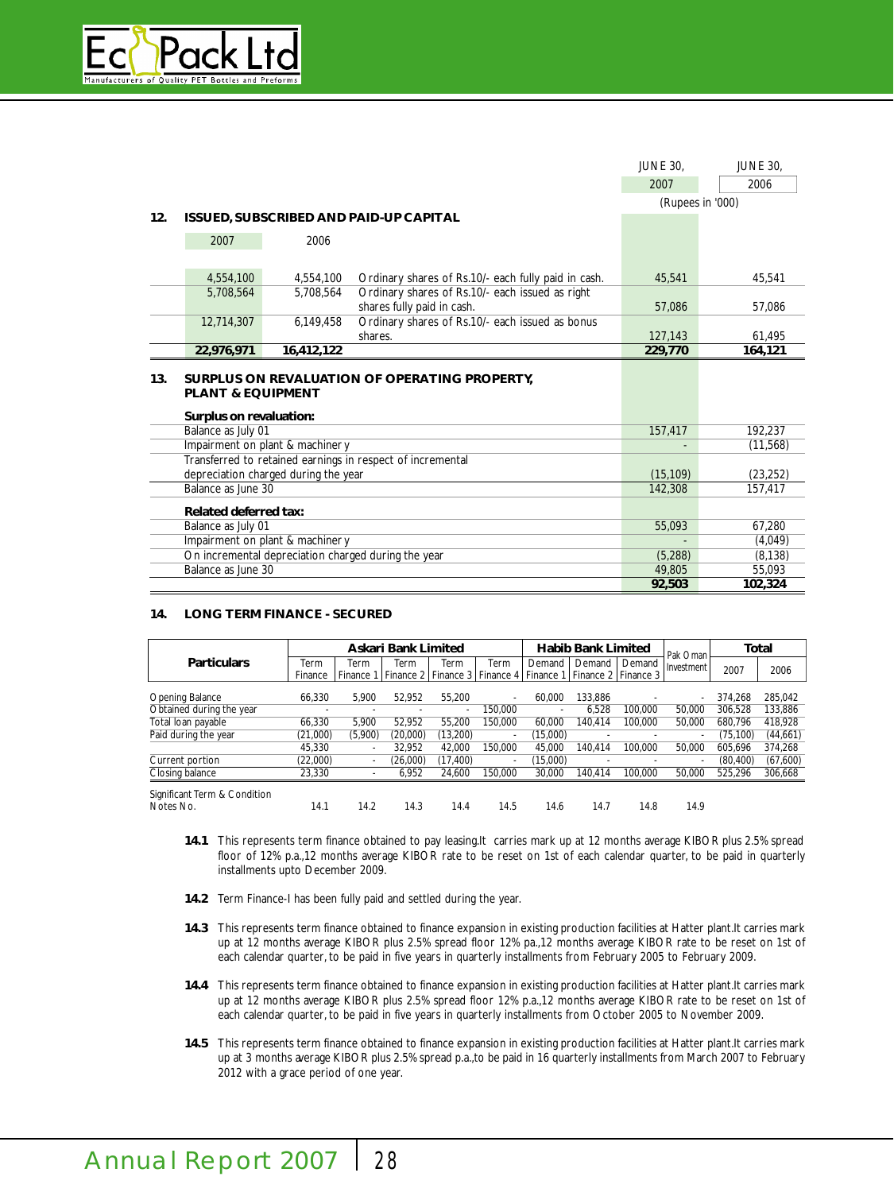| | JUNE 30, 2007 | JUNE 30, 2006 |
|---|---|---|
| | (Rupees in '000) | |

## 12. ISSUED, SUBSCRIBED AND PAID-UP CAPITAL

| 2007 | 2006 | | 2007 | 2006 |
|---|---|---|---|---|
| 4,554,100 | 4,554,100 | Ordinary shares of Rs.10/- each fully paid in cash. | 45,541 | 45,541 |
| 5,708,564 | 5,708,564 | Ordinary shares of Rs.10/- each issued as right shares fully paid in cash. | 57,086 | 57,086 |
| 12,714,307 | 6,149,458 | Ordinary shares of Rs.10/- each issued as bonus shares. | 127,143 | 61,495 |
| **22,976,971** | **16,412,122** | | **229,770** | **164,121** |

## 13. SURPLUS ON REVALUATION OF OPERATING PROPERTY, PLANT & EQUIPMENT

| | 2007 | 2006 |
|---|---|---|
| **Surplus on revaluation:** | | |
| Balance as July 01 | 157,417 | 192,237 |
| Impairment on plant & machinery | - | (11,568) |
| Transferred to retained earnings in respect of incremental depreciation charged during the year | (15,109) | (23,252) |
| Balance as June 30 | 142,308 | 157,417 |
| **Related deferred tax:** | | |
| Balance as July 01 | 55,093 | 67,280 |
| Impairment on plant & machinery | - | (4,049) |
| On incremental depreciation charged during the year | (5,288) | (8,138) |
| Balance as June 30 | 49,805 | 55,093 |
| | **92,503** | **102,324** |

## 14. LONG TERM FINANCE - SECURED

| Particulars | Askari Bank Limited | | | | | Habib Bank Limited | | | Pak Oman | Total | |
|---|---|---|---|---|---|---|---|---|---|---|---|
| | Term Finance | Term Finance 1 | Term Finance 2 | Term Finance 3 | Term Finance 4 | Demand Finance 1 | Demand Finance 2 | Demand Finance 3 | Investment | 2007 | 2006 |
| Opening Balance | 66,330 | 5,900 | 52,952 | 55,200 | - | 60,000 | 133,886 | - | - | 374,268 | 285,042 |
| Obtained during the year | - | - | - | - | 150,000 | - | 6,528 | 100,000 | 50,000 | 306,528 | 133,886 |
| Total loan payable | 66,330 | 5,900 | 52,952 | 55,200 | 150,000 | 60,000 | 140,414 | 100,000 | 50,000 | 680,796 | 418,928 |
| Paid during the year | (21,000) | (5,900) | (20,000) | (13,200) | - | (15,000) | - | - | - | (75,100) | (44,661) |
| | 45,330 | - | 32,952 | 42,000 | 150,000 | 45,000 | 140,414 | 100,000 | 50,000 | 605,696 | 374,268 |
| Current portion | (22,000) | - | (26,000) | (17,400) | - | (15,000) | - | - | - | (80,400) | (67,600) |
| Closing balance | 23,330 | - | 6,952 | 24,600 | 150,000 | 30,000 | 140,414 | 100,000 | 50,000 | 525,296 | 306,668 |
| Significant Term & Condition Notes No. | 14.1 | 14.2 | 14.3 | 14.4 | 14.5 | 14.6 | 14.7 | 14.8 | 14.9 | | |

**14.1** This represents term finance obtained to pay leasing.It carries mark up at 12 months average KIBOR plus 2.5% spread floor of 12% p.a.,12 months average KIBOR rate to be reset on 1st of each calendar quarter, to be paid in quarterly installments upto December 2009.

**14.2** Term Finance-I has been fully paid and settled during the year.

**14.3** This represents term finance obtained to finance expansion in existing production facilities at Hatter plant.It carries mark up at 12 months average KIBOR plus 2.5% spread floor 12% pa.,12 months average KIBOR rate to be reset on 1st of each calendar quarter, to be paid in five years in quarterly installments from February 2005 to February 2009.

**14.4** This represents term finance obtained to finance expansion in existing production facilities at Hatter plant.It carries mark up at 12 months average KIBOR plus 2.5% spread floor 12% p.a.,12 months average KIBOR rate to be reset on 1st of each calendar quarter, to be paid in five years in quarterly installments from October 2005 to November 2009.

**14.5** This represents term finance obtained to finance expansion in existing production facilities at Hatter plant.It carries mark up at 3 months average KIBOR plus 2.5% spread p.a.,to be paid in 16 quarterly installments from March 2007 to February 2012 with a grace period of one year.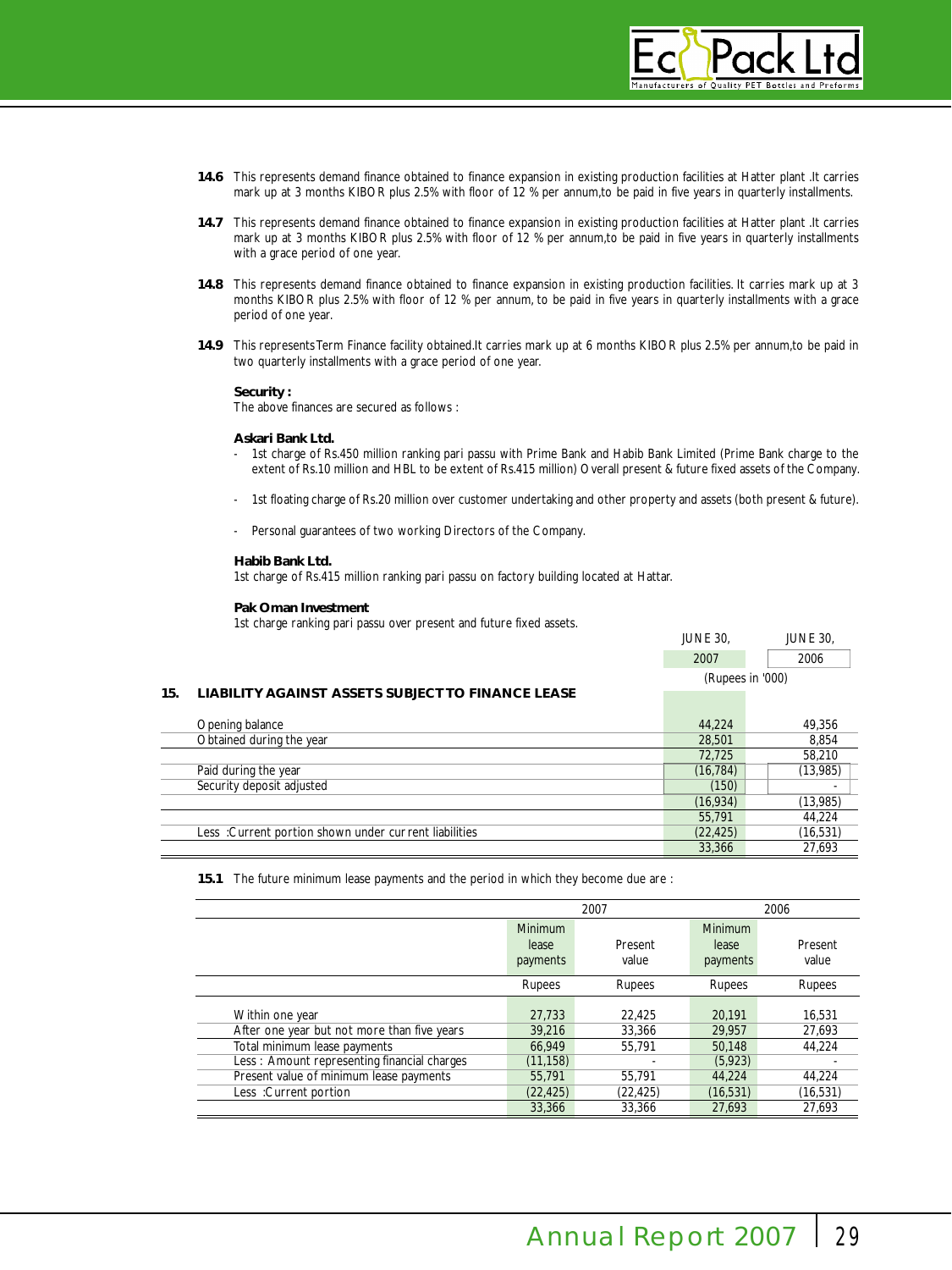**14.6** This represents demand finance obtained to finance expansion in existing production facilities at Hatter plant .It carries mark up at 3 months KIBOR plus 2.5% with floor of 12 % per annum,to be paid in five years in quarterly installments.

**14.7** This represents demand finance obtained to finance expansion in existing production facilities at Hatter plant .It carries mark up at 3 months KIBOR plus 2.5% with floor of 12 % per annum,to be paid in five years in quarterly installments with a grace period of one year.

**14.8** This represents demand finance obtained to finance expansion in existing production facilities. It carries mark up at 3 months KIBOR plus 2.5% with floor of 12 % per annum, to be paid in five years in quarterly installments with a grace period of one year.

**14.9** This represents Term Finance facility obtained.It carries mark up at 6 months KIBOR plus 2.5% per annum,to be paid in two quarterly installments with a grace period of one year.

**Security :**

The above finances are secured as follows :

**Askari Bank Ltd.**

- 1st charge of Rs.450 million ranking pari passu with Prime Bank and Habib Bank Limited (Prime Bank charge to the extent of Rs.10 million and HBL to be extent of Rs.415 million) Overall present & future fixed assets of the Company.
- 1st floating charge of Rs.20 million over customer undertaking and other property and assets (both present & future).
- Personal guarantees of two working Directors of the Company.

**Habib Bank Ltd.**

1st charge of Rs.415 million ranking pari passu on factory building located at Hattar.

**Pak Oman Investment**

1st charge ranking pari passu over present and future fixed assets.

## 15. LIABILITY AGAINST ASSETS SUBJECT TO FINANCE LEASE

| | JUNE 30, 2007 | JUNE 30, 2006 |
|---|---|---|
| | (Rupees in '000) | |
| Opening balance | 44,224 | 49,356 |
| Obtained during the year | 28,501 | 8,854 |
| | 72,725 | 58,210 |
| Paid during the year | (16,784) | (13,985) |
| Security deposit adjusted | (150) | - |
| | (16,934) | (13,985) |
| | 55,791 | 44,224 |
| Less :Current portion shown under current liabilities | (22,425) | (16,531) |
| | 33,366 | 27,693 |

**15.1** The future minimum lease payments and the period in which they become due are :

| | 2007 | | 2006 | |
|---|---|---|---|---|
| | Minimum lease payments | Present value | Minimum lease payments | Present value |
| | Rupees | Rupees | Rupees | Rupees |
| Within one year | 27,733 | 22,425 | 20,191 | 16,531 |
| After one year but not more than five years | 39,216 | 33,366 | 29,957 | 27,693 |
| Total minimum lease payments | 66,949 | 55,791 | 50,148 | 44,224 |
| Less : Amount representing financial charges | (11,158) | - | (5,923) | - |
| Present value of minimum lease payments | 55,791 | 55,791 | 44,224 | 44,224 |
| Less :Current portion | (22,425) | (22,425) | (16,531) | (16,531) |
| | 33,366 | 33,366 | 27,693 | 27,693 |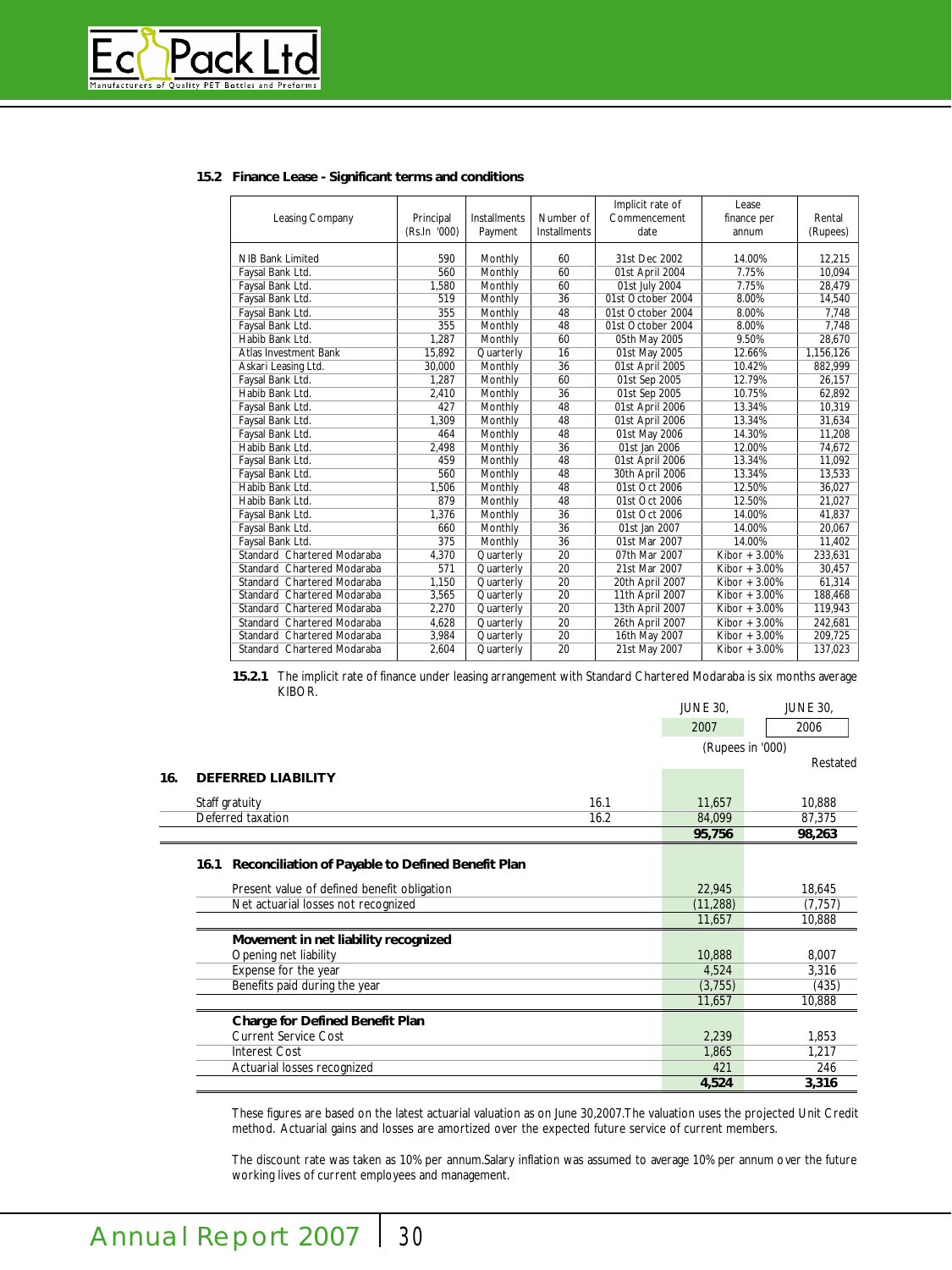### 15.2 Finance Lease - Significant terms and conditions

| Leasing Company | Principal (Rs.In '000) | Installments Payment | Number of Installments | Implicit rate of Commencement date | Lease finance per annum | Rental (Rupees) |
|---|---|---|---|---|---|---|
| NIB Bank Limited | 590 | Monthly | 60 | 31st Dec 2002 | 14.00% | 12,215 |
| Faysal Bank Ltd. | 560 | Monthly | 60 | 01st April 2004 | 7.75% | 10,094 |
| Faysal Bank Ltd. | 1,580 | Monthly | 60 | 01st July 2004 | 7.75% | 28,479 |
| Faysal Bank Ltd. | 519 | Monthly | 36 | 01st October 2004 | 8.00% | 14,540 |
| Faysal Bank Ltd. | 355 | Monthly | 48 | 01st October 2004 | 8.00% | 7,748 |
| Faysal Bank Ltd. | 355 | Monthly | 48 | 01st October 2004 | 8.00% | 7,748 |
| Habib Bank Ltd. | 1,287 | Monthly | 60 | 05th May 2005 | 9.50% | 28,670 |
| Atlas Investment Bank | 15,892 | Quarterly | 16 | 01st May 2005 | 12.66% | 1,156,126 |
| Askari Leasing Ltd. | 30,000 | Monthly | 36 | 01st April 2005 | 10.42% | 882,999 |
| Faysal Bank Ltd. | 1,287 | Monthly | 60 | 01st Sep 2005 | 12.79% | 26,157 |
| Habib Bank Ltd. | 2,410 | Monthly | 36 | 01st Sep 2005 | 10.75% | 62,892 |
| Faysal Bank Ltd. | 427 | Monthly | 48 | 01st April 2006 | 13.34% | 10,319 |
| Faysal Bank Ltd. | 1,309 | Monthly | 48 | 01st April 2006 | 13.34% | 31,634 |
| Faysal Bank Ltd. | 464 | Monthly | 48 | 01st May 2006 | 14.30% | 11,208 |
| Habib Bank Ltd. | 2,498 | Monthly | 36 | 01st Jan 2006 | 12.00% | 74,672 |
| Faysal Bank Ltd. | 459 | Monthly | 48 | 01st April 2006 | 13.34% | 11,092 |
| Faysal Bank Ltd. | 560 | Monthly | 48 | 30th April 2006 | 13.34% | 13,533 |
| Habib Bank Ltd. | 1,506 | Monthly | 48 | 01st Oct 2006 | 12.50% | 36,027 |
| Habib Bank Ltd. | 879 | Monthly | 48 | 01st Oct 2006 | 12.50% | 21,027 |
| Faysal Bank Ltd. | 1,376 | Monthly | 36 | 01st Oct 2006 | 14.00% | 41,837 |
| Faysal Bank Ltd. | 660 | Monthly | 36 | 01st Jan 2007 | 14.00% | 20,067 |
| Faysal Bank Ltd. | 375 | Monthly | 36 | 01st Mar 2007 | 14.00% | 11,402 |
| Standard Chartered Modaraba | 4,370 | Quarterly | 20 | 07th Mar 2007 | Kibor + 3.00% | 233,631 |
| Standard Chartered Modaraba | 571 | Quarterly | 20 | 21st Mar 2007 | Kibor + 3.00% | 30,457 |
| Standard Chartered Modaraba | 1,150 | Quarterly | 20 | 20th April 2007 | Kibor + 3.00% | 61,314 |
| Standard Chartered Modaraba | 3,565 | Quarterly | 20 | 11th April 2007 | Kibor + 3.00% | 188,468 |
| Standard Chartered Modaraba | 2,270 | Quarterly | 20 | 13th April 2007 | Kibor + 3.00% | 119,943 |
| Standard Chartered Modaraba | 4,628 | Quarterly | 20 | 26th April 2007 | Kibor + 3.00% | 242,681 |
| Standard Chartered Modaraba | 3,984 | Quarterly | 20 | 16th May 2007 | Kibor + 3.00% | 209,725 |
| Standard Chartered Modaraba | 2,604 | Quarterly | 20 | 21st May 2007 | Kibor + 3.00% | 137,023 |

**15.2.1** The implicit rate of finance under leasing arrangement with Standard Chartered Modaraba is six months average KIBOR.

## 16. DEFERRED LIABILITY

| | Note | JUNE 30, 2007 (Rupees in '000) | JUNE 30, 2006 (Rupees in '000) Restated |
|---|---|---|---|
| Staff gratuity | 16.1 | 11,657 | 10,888 |
| Deferred taxation | 16.2 | 84,099 | 87,375 |
| | | **95,756** | **98,263** |

### 16.1 Reconciliation of Payable to Defined Benefit Plan

| | 2007 | 2006 |
|---|---|---|
| Present value of defined benefit obligation | 22,945 | 18,645 |
| Net actuarial losses not recognized | (11,288) | (7,757) |
| | 11,657 | 10,888 |
| **Movement in net liability recognized** | | |
| Opening net liability | 10,888 | 8,007 |
| Expense for the year | 4,524 | 3,316 |
| Benefits paid during the year | (3,755) | (435) |
| | 11,657 | 10,888 |
| **Charge for Defined Benefit Plan** | | |
| Current Service Cost | 2,239 | 1,853 |
| Interest Cost | 1,865 | 1,217 |
| Actuarial losses recognized | 421 | 246 |
| | **4,524** | **3,316** |

These figures are based on the latest actuarial valuation as on June 30,2007.The valuation uses the projected Unit Credit method. Actuarial gains and losses are amortized over the expected future service of current members.

The discount rate was taken as 10% per annum.Salary inflation was assumed to average 10% per annum over the future working lives of current employees and management.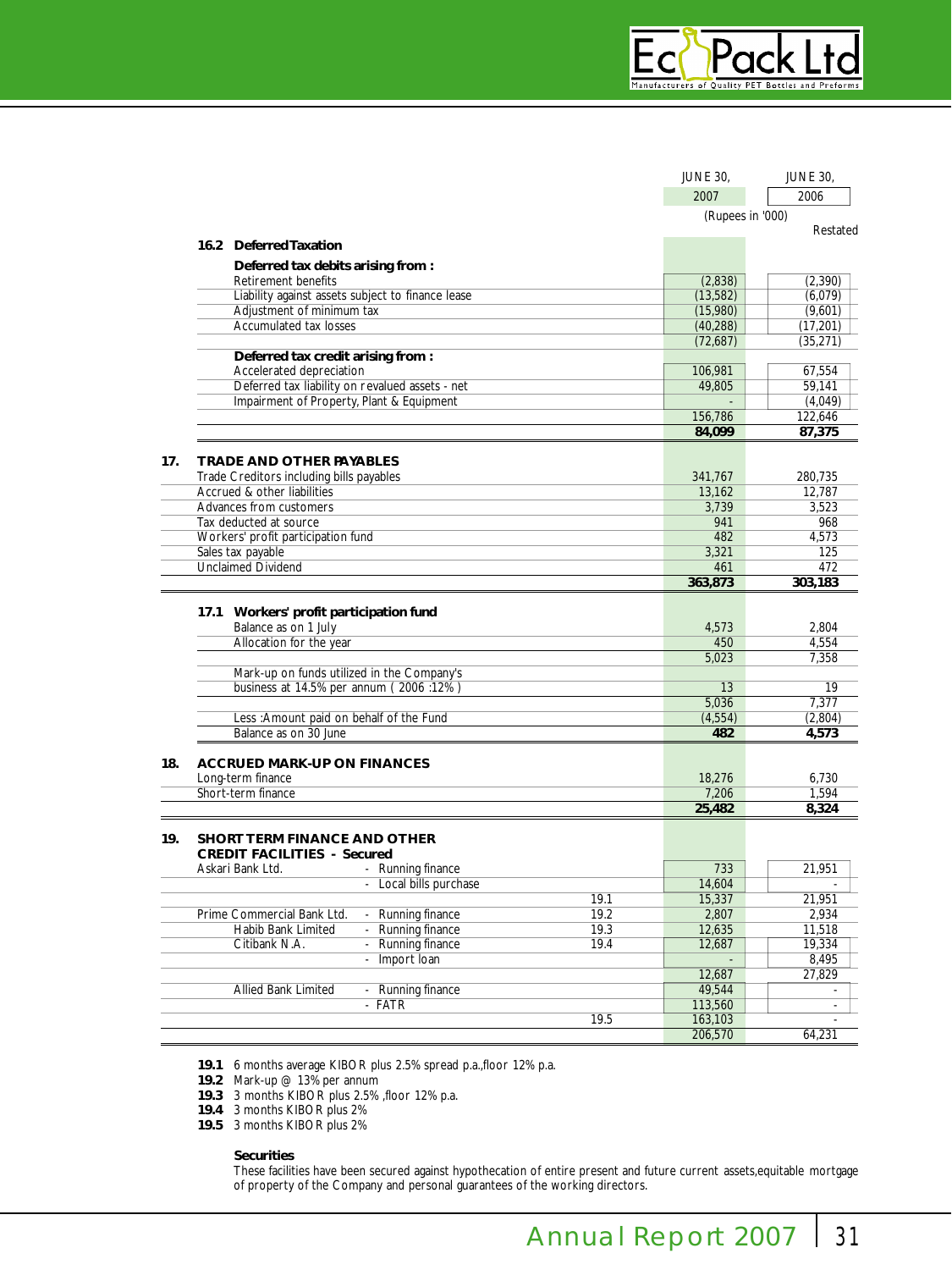| | | JUNE 30, 2007 | JUNE 30, 2006 |
|---|---|---|---|
| | | (Rupees in '000) | |
| | | | Restated |
| **16.2 Deferred Taxation** | | | |
| **Deferred tax debits arising from :** | | | |
| Retirement benefits | | (2,838) | (2,390) |
| Liability against assets subject to finance lease | | (13,582) | (6,079) |
| Adjustment of minimum tax | | (15,980) | (9,601) |
| Accumulated tax losses | | (40,288) | (17,201) |
| | | (72,687) | (35,271) |
| **Deferred tax credit arising from :** | | | |
| Accelerated depreciation | | 106,981 | 67,554 |
| Deferred tax liability on revalued assets - net | | 49,805 | 59,141 |
| Impairment of Property, Plant & Equipment | | - | (4,049) |
| | | 156,786 | 122,646 |
| | | **84,099** | **87,375** |

## 17. TRADE AND OTHER PAYABLES

| | JUNE 30, 2007 | JUNE 30, 2006 |
|---|---|---|
| Trade Creditors including bills payables | 341,767 | 280,735 |
| Accrued & other liabilities | 13,162 | 12,787 |
| Advances from customers | 3,739 | 3,523 |
| Tax deducted at source | 941 | 968 |
| Workers' profit participation fund | 482 | 4,573 |
| Sales tax payable | 3,321 | 125 |
| Unclaimed Dividend | 461 | 472 |
| | **363,873** | **303,183** |

### 17.1 Workers' profit participation fund

| | JUNE 30, 2007 | JUNE 30, 2006 |
|---|---|---|
| Balance as on 1 July | 4,573 | 2,804 |
| Allocation for the year | 450 | 4,554 |
| | 5,023 | 7,358 |
| Mark-up on funds utilized in the Company's business at 14.5% per annum ( 2006 :12% ) | 13 | 19 |
| | 5,036 | 7,377 |
| Less :Amount paid on behalf of the Fund | (4,554) | (2,804) |
| Balance as on 30 June | **482** | **4,573** |

## 18. ACCRUED MARK-UP ON FINANCES

| | JUNE 30, 2007 | JUNE 30, 2006 |
|---|---|---|
| Long-term finance | 18,276 | 6,730 |
| Short-term finance | 7,206 | 1,594 |
| | **25,482** | **8,324** |

## 19. SHORT TERM FINANCE AND OTHER CREDIT FACILITIES - Secured

| | | Note | JUNE 30, 2007 | JUNE 30, 2006 |
|---|---|---|---|---|
| Askari Bank Ltd. | - Running finance | | 733 | 21,951 |
| | - Local bills purchase | | 14,604 | - |
| | | 19.1 | 15,337 | 21,951 |
| Prime Commercial Bank Ltd. | - Running finance | 19.2 | 2,807 | 2,934 |
| Habib Bank Limited | - Running finance | 19.3 | 12,635 | 11,518 |
| Citibank N.A. | - Running finance | 19.4 | 12,687 | 19,334 |
| | - Import loan | | - | 8,495 |
| | | | 12,687 | 27,829 |
| Allied Bank Limited | - Running finance | | 49,544 | - |
| | - FATR | | 113,560 | - |
| | | 19.5 | 163,103 | - |
| | | | 206,570 | 64,231 |

**19.1** 6 months average KIBOR plus 2.5% spread p.a.,floor 12% p.a.

**19.2** Mark-up @ 13% per annum

**19.3** 3 months KIBOR plus 2.5% ,floor 12% p.a.

**19.4** 3 months KIBOR plus 2%

**19.5** 3 months KIBOR plus 2%

**Securities**

These facilities have been secured against hypothecation of entire present and future current assets,equitable mortgage of property of the Company and personal guarantees of the working directors.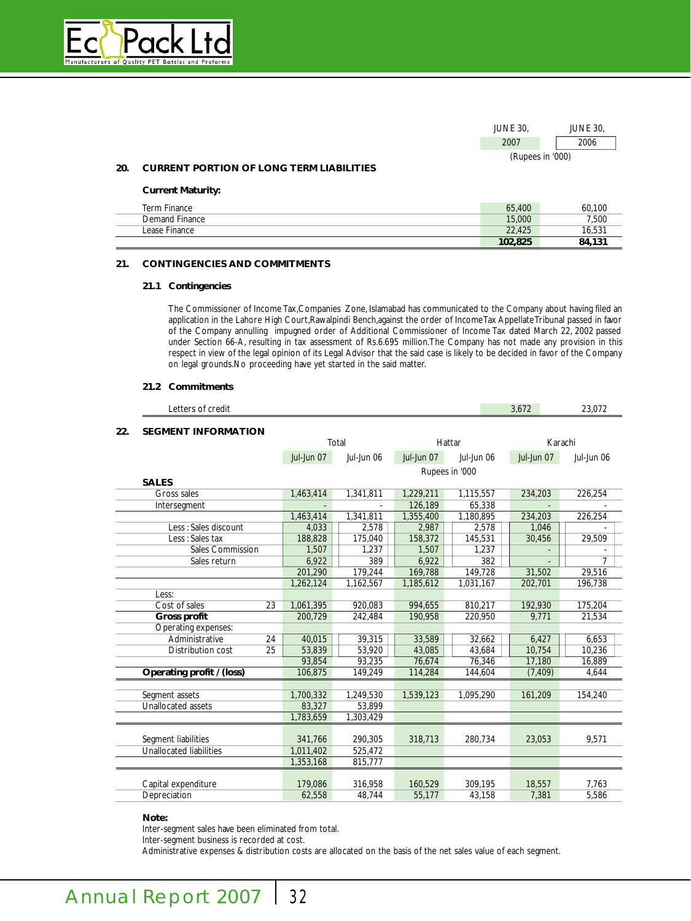| | JUNE 30, 2007 | JUNE 30, 2006 |
|---|---|---|
| | (Rupees in '000) | |

## 20. CURRENT PORTION OF LONG TERM LIABILITIES

**Current Maturity:**

| | 2007 | 2006 |
|---|---|---|
| Term Finance | 65,400 | 60,100 |
| Demand Finance | 15,000 | 7,500 |
| Lease Finance | 22,425 | 16,531 |
| | **102,825** | **84,131** |

## 21. CONTINGENCIES AND COMMITMENTS

### 21.1 Contingencies

The Commissioner of Income Tax,Companies Zone, Islamabad has communicated to the Company about having filed an application in the Lahore High Court,Rawalpindi Bench,against the order of IncomeTax AppellateTribunal passed in favor of the Company annulling impugned order of Additional Commissioner of Income Tax dated March 22, 2002 passed under Section 66-A, resulting in tax assessment of Rs.6.695 million.The Company has not made any provision in this respect in view of the legal opinion of its Legal Advisor that the said case is likely to be decided in favor of the Company on legal grounds.No proceeding have yet started in the said matter.

### 21.2 Commitments

| | 2007 | 2006 |
|---|---|---|
| Letters of credit | 3,672 | 23,072 |

## 22. SEGMENT INFORMATION

| | Note | Total | | Hattar | | Karachi | |
|---|---|---|---|---|---|---|---|
| | | Jul-Jun 07 | Jul-Jun 06 | Jul-Jun 07 | Jul-Jun 06 | Jul-Jun 07 | Jul-Jun 06 |
| | | Rupees in '000 | | | | | |
| **SALES** | | | | | | | |
| Gross sales | | 1,463,414 | 1,341,811 | 1,229,211 | 1,115,557 | 234,203 | 226,254 |
| Intersegment | | - | - | 126,189 | 65,338 | - | - |
| | | 1,463,414 | 1,341,811 | 1,355,400 | 1,180,895 | 234,203 | 226,254 |
| Less : Sales discount | | 4,033 | 2,578 | 2,987 | 2,578 | 1,046 | - |
| Less : Sales tax | | 188,828 | 175,040 | 158,372 | 145,531 | 30,456 | 29,509 |
| Sales Commission | | 1,507 | 1,237 | 1,507 | 1,237 | - | - |
| Sales return | | 6,922 | 389 | 6,922 | 382 | - | 7 |
| | | 201,290 | 179,244 | 169,788 | 149,728 | 31,502 | 29,516 |
| | | 1,262,124 | 1,162,567 | 1,185,612 | 1,031,167 | 202,701 | 196,738 |
| Less: | | | | | | | |
| Cost of sales | 23 | 1,061,395 | 920,083 | 994,655 | 810,217 | 192,930 | 175,204 |
| **Gross profit** | | 200,729 | 242,484 | 190,958 | 220,950 | 9,771 | 21,534 |
| Operating expenses: | | | | | | | |
| Administrative | 24 | 40,015 | 39,315 | 33,589 | 32,662 | 6,427 | 6,653 |
| Distribution cost | 25 | 53,839 | 53,920 | 43,085 | 43,684 | 10,754 | 10,236 |
| | | 93,854 | 93,235 | 76,674 | 76,346 | 17,180 | 16,889 |
| **Operating profit / (loss)** | | 106,875 | 149,249 | 114,284 | 144,604 | (7,409) | 4,644 |
| | | | | | | | |
| Segment assets | | 1,700,332 | 1,249,530 | 1,539,123 | 1,095,290 | 161,209 | 154,240 |
| Unallocated assets | | 83,327 | 53,899 | | | | |
| | | 1,783,659 | 1,303,429 | | | | |
| | | | | | | | |
| Segment liabilities | | 341,766 | 290,305 | 318,713 | 280,734 | 23,053 | 9,571 |
| Unallocated liabilities | | 1,011,402 | 525,472 | | | | |
| | | 1,353,168 | 815,777 | | | | |
| | | | | | | | |
| Capital expenditure | | 179,086 | 316,958 | 160,529 | 309,195 | 18,557 | 7,763 |
| Depreciation | | 62,558 | 48,744 | 55,177 | 43,158 | 7,381 | 5,586 |

**Note:**

Inter-segment sales have been eliminated from total.

Inter-segment business is recorded at cost.

Administrative expenses & distribution costs are allocated on the basis of the net sales value of each segment.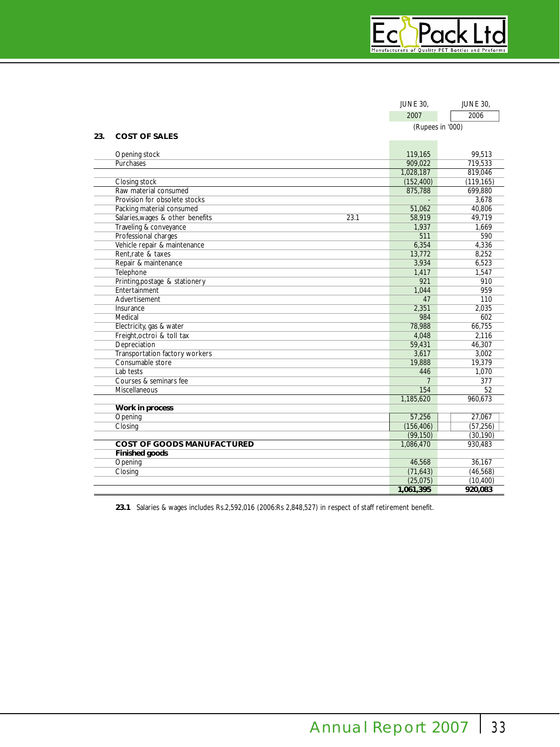## 23. COST OF SALES

| | Note | JUNE 30, 2007 | JUNE 30, 2006 |
|---|---|---|---|
| | | (Rupees in '000) | |
| Opening stock | | 119,165 | 99,513 |
| Purchases | | 909,022 | 719,533 |
| | | 1,028,187 | 819,046 |
| Closing stock | | (152,400) | (119,165) |
| Raw material consumed | | 875,788 | 699,880 |
| Provision for obsolete stocks | | - | 3,678 |
| Packing material consumed | | 51,062 | 40,806 |
| Salaries,wages & other benefits | 23.1 | 58,919 | 49,719 |
| Traveling & conveyance | | 1,937 | 1,669 |
| Professional charges | | 511 | 590 |
| Vehicle repair & maintenance | | 6,354 | 4,336 |
| Rent,rate & taxes | | 13,772 | 8,252 |
| Repair & maintenance | | 3,934 | 6,523 |
| Telephone | | 1,417 | 1,547 |
| Printing,postage & stationery | | 921 | 910 |
| Entertainment | | 1,044 | 959 |
| Advertisement | | 47 | 110 |
| Insurance | | 2,351 | 2,035 |
| Medical | | 984 | 602 |
| Electricity, gas & water | | 78,988 | 66,755 |
| Freight,octroi & toll tax | | 4,048 | 2,116 |
| Depreciation | | 59,431 | 46,307 |
| Transportation factory workers | | 3,617 | 3,002 |
| Consumable store | | 19,888 | 19,379 |
| Lab tests | | 446 | 1,070 |
| Courses & seminars fee | | 7 | 377 |
| Miscellaneous | | 154 | 52 |
| | | 1,185,620 | 960,673 |
| **Work in process** | | | |
| Opening | | 57,256 | 27,067 |
| Closing | | (156,406) | (57,256) |
| | | (99,150) | (30,190) |
| **COST OF GOODS MANUFACTURED** | | 1,086,470 | 930,483 |
| **Finished goods** | | | |
| Opening | | 46,568 | 36,167 |
| Closing | | (71,643) | (46,568) |
| | | (25,075) | (10,400) |
| | | **1,061,395** | **920,083** |

**23.1** Salaries & wages includes Rs.2,592,016 (2006:Rs 2,848,527) in respect of staff retirement benefit.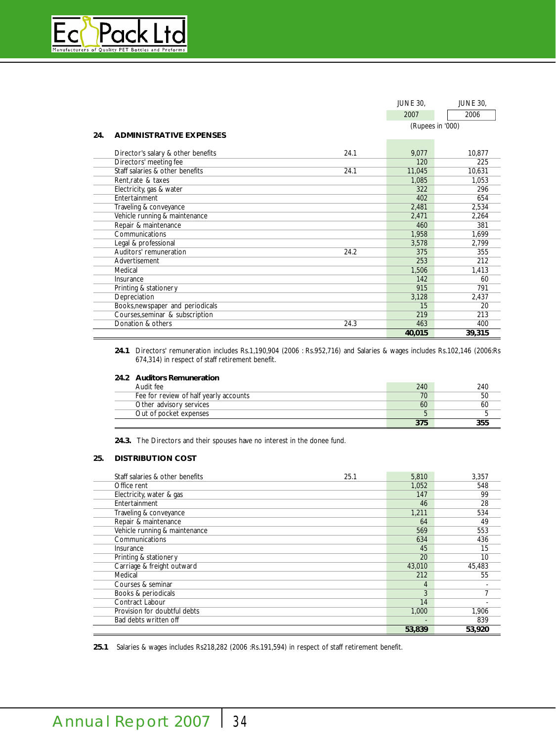|  |  | JUNE 30, 2007 | JUNE 30, 2006 |
|---|---|---|---|
|  |  | (Rupees in '000) |  |

## 24. ADMINISTRATIVE EXPENSES

|  |  | 2007 | 2006 |
|---|---|---|---|
| Director's salary & other benefits | 24.1 | 9,077 | 10,877 |
| Directors' meeting fee |  | 120 | 225 |
| Staff salaries & other benefits | 24.1 | 11,045 | 10,631 |
| Rent,rate & taxes |  | 1,085 | 1,053 |
| Electricity, gas & water |  | 322 | 296 |
| Entertainment |  | 402 | 654 |
| Traveling & conveyance |  | 2,481 | 2,534 |
| Vehicle running & maintenance |  | 2,471 | 2,264 |
| Repair & maintenance |  | 460 | 381 |
| Communications |  | 1,958 | 1,699 |
| Legal & professional |  | 3,578 | 2,799 |
| Auditors' remuneration | 24.2 | 375 | 355 |
| Advertisement |  | 253 | 212 |
| Medical |  | 1,506 | 1,413 |
| Insurance |  | 142 | 60 |
| Printing & stationery |  | 915 | 791 |
| Depreciation |  | 3,128 | 2,437 |
| Books,newspaper and periodicals |  | 15 | 20 |
| Courses,seminar & subscription |  | 219 | 213 |
| Donation & others | 24.3 | 463 | 400 |
|  |  | **40,015** | **39,315** |

**24.1** Directors' remuneration includes Rs.1,190,904 (2006 : Rs.952,716) and Salaries & wages includes Rs.102,146 (2006:Rs 674,314) in respect of staff retirement benefit.

**24.2 Auditors Remuneration**

|  | 2007 | 2006 |
|---|---|---|
| Audit fee | 240 | 240 |
| Fee for review of half yearly accounts | 70 | 50 |
| Other advisory services | 60 | 60 |
| Out of pocket expenses | 5 | 5 |
|  | **375** | **355** |

**24.3.** The Directors and their spouses have no interest in the donee fund.

## 25. DISTRIBUTION COST

|  |  | 2007 | 2006 |
|---|---|---|---|
| Staff salaries & other benefits | 25.1 | 5,810 | 3,357 |
| Office rent |  | 1,052 | 548 |
| Electricity, water & gas |  | 147 | 99 |
| Entertainment |  | 46 | 28 |
| Traveling & conveyance |  | 1,211 | 534 |
| Repair & maintenance |  | 64 | 49 |
| Vehicle running & maintenance |  | 569 | 553 |
| Communications |  | 634 | 436 |
| Insurance |  | 45 | 15 |
| Printing & stationery |  | 20 | 10 |
| Carriage & freight outward |  | 43,010 | 45,483 |
| Medical |  | 212 | 55 |
| Courses & seminar |  | 4 | - |
| Books & periodicals |  | 3 | 7 |
| Contract Labour |  | 14 | - |
| Provision for doubtful debts |  | 1,000 | 1,906 |
| Bad debts written off |  | - | 839 |
|  |  | **53,839** | **53,920** |

**25.1** Salaries & wages includes Rs218,282 (2006 :Rs.191,594) in respect of staff retirement benefit.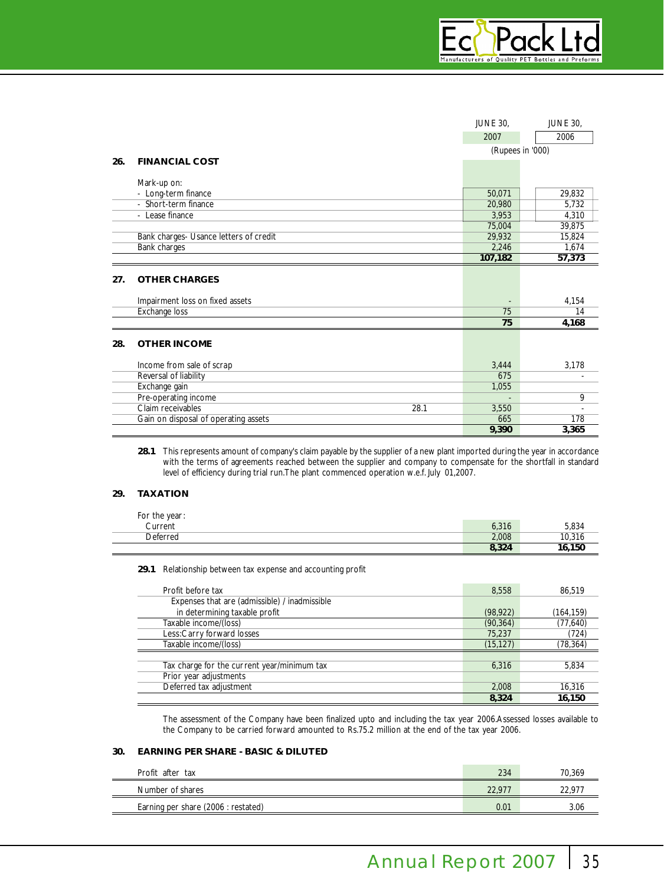| | | JUNE 30, 2007 | JUNE 30, 2006 |
|---|---|---|---|
| | | (Rupees in '000) | |

## 26. FINANCIAL COST

| | | 2007 | 2006 |
|---|---|---|---|
| Mark-up on: | | | |
| - Long-term finance | | 50,071 | 29,832 |
| - Short-term finance | | 20,980 | 5,732 |
| - Lease finance | | 3,953 | 4,310 |
| | | 75,004 | 39,875 |
| Bank charges- Usance letters of credit | | 29,932 | 15,824 |
| Bank charges | | 2,246 | 1,674 |
| | | **107,182** | **57,373** |

## 27. OTHER CHARGES

| | | 2007 | 2006 |
|---|---|---|---|
| Impairment loss on fixed assets | | - | 4,154 |
| Exchange loss | | 75 | 14 |
| | | **75** | **4,168** |

## 28. OTHER INCOME

| | | 2007 | 2006 |
|---|---|---|---|
| Income from sale of scrap | | 3,444 | 3,178 |
| Reversal of liability | | 675 | - |
| Exchange gain | | 1,055 | |
| Pre-operating income | | - | 9 |
| Claim receivables | 28.1 | 3,550 | - |
| Gain on disposal of operating assets | | 665 | 178 |
| | | **9,390** | **3,365** |

**28.1** This represents amount of company's claim payable by the supplier of a new plant imported during the year in accordance with the terms of agreements reached between the supplier and company to compensate for the shortfall in standard level of efficiency during trial run.The plant commenced operation w.e.f. July 01,2007.

## 29. TAXATION

| | 2007 | 2006 |
|---|---|---|
| For the year: | | |
| Current | 6,316 | 5,834 |
| Deferred | 2,008 | 10,316 |
| | **8,324** | **16,150** |

**29.1** Relationship between tax expense and accounting profit

| | 2007 | 2006 |
|---|---|---|
| Profit before tax | 8,558 | 86,519 |
| Expenses that are (admissible) / inadmissible in determining taxable profit | (98,922) | (164,159) |
| Taxable income/(loss) | (90,364) | (77,640) |
| Less:Carry forward losses | 75,237 | (724) |
| Taxable income/(loss) | (15,127) | (78,364) |
| | | |
| Tax charge for the current year/minimum tax | 6,316 | 5,834 |
| Prior year adjustments | | |
| Deferred tax adjustment | 2,008 | 16,316 |
| | **8,324** | **16,150** |

The assessment of the Company have been finalized upto and including the tax year 2006.Assessed losses available to the Company to be carried forward amounted to Rs.75.2 million at the end of the tax year 2006.

## 30. EARNING PER SHARE - BASIC & DILUTED

| | 2007 | 2006 |
|---|---|---|
| Profit after tax | 234 | 70,369 |
| Number of shares | 22,977 | 22,977 |
| Earning per share (2006 : restated) | 0.01 | 3.06 |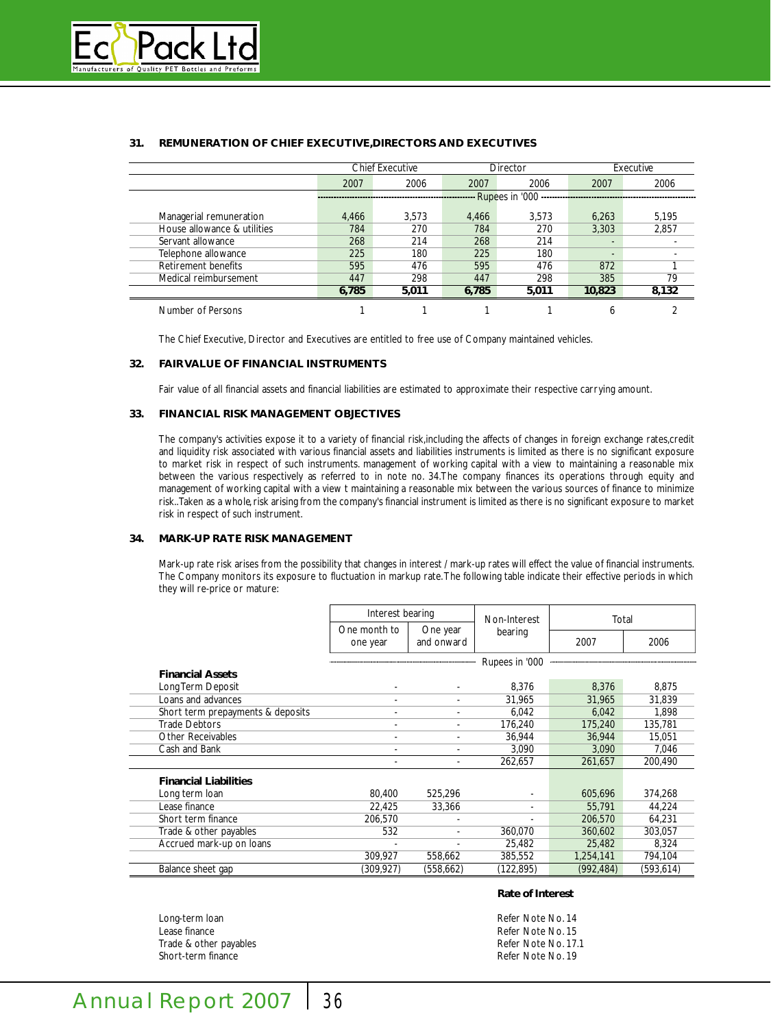## 31. REMUNERATION OF CHIEF EXECUTIVE,DIRECTORS AND EXECUTIVES

| | Chief Executive | | Director | | Executive | |
|---|---|---|---|---|---|---|
| | 2007 | 2006 | 2007 | 2006 | 2007 | 2006 |
| | ------- | ------- | ------- | Rupees in '000 | ------- | ------- |
| Managerial remuneration | 4,466 | 3,573 | 4,466 | 3,573 | 6,263 | 5,195 |
| House allowance & utilities | 784 | 270 | 784 | 270 | 3,303 | 2,857 |
| Servant allowance | 268 | 214 | 268 | 214 | - | - |
| Telephone allowance | 225 | 180 | 225 | 180 | - | - |
| Retirement benefits | 595 | 476 | 595 | 476 | 872 | 1 |
| Medical reimbursement | 447 | 298 | 447 | 298 | 385 | 79 |
| | **6,785** | **5,011** | **6,785** | **5,011** | **10,823** | **8,132** |
| Number of Persons | 1 | 1 | 1 | 1 | 6 | 2 |

The Chief Executive, Director and Executives are entitled to free use of Company maintained vehicles.

## 32. FAIR VALUE OF FINANCIAL INSTRUMENTS

Fair value of all financial assets and financial liabilities are estimated to approximate their respective carrying amount.

## 33. FINANCIAL RISK MANAGEMENT OBJECTIVES

The company's activities expose it to a variety of financial risk,including the affects of changes in foreign exchange rates,credit and liquidity risk associated with various financial assets and liabilities instruments is limited as there is no significant exposure to market risk in respect of such instruments. management of working capital with a view to maintaining a reasonable mix between the various respectively as referred to in note no. 34.The company finances its operations through equity and management of working capital with a view t maintaining a reasonable mix between the various sources of finance to minimize risk..Taken as a whole, risk arising from the company's financial instrument is limited as there is no significant exposure to market risk in respect of such instrument.

## 34. MARK-UP RATE RISK MANAGEMENT

Mark-up rate risk arises from the possibility that changes in interest / mark-up rates will effect the value of financial instruments. The Company monitors its exposure to fluctuation in markup rate.The following table indicate their effective periods in which they will re-price or mature:

| | Interest bearing | | Non-Interest bearing | Total | |
|---|---|---|---|---|---|
| | One month to one year | One year and onward | | 2007 | 2006 |
| | ------- | ------- | Rupees in '000 | ------- | ------- |
| **Financial Assets** | | | | | |
| Long Term Deposit | - | - | 8,376 | 8,376 | 8,875 |
| Loans and advances | - | - | 31,965 | 31,965 | 31,839 |
| Short term prepayments & deposits | - | - | 6,042 | 6,042 | 1,898 |
| Trade Debtors | - | - | 176,240 | 175,240 | 135,781 |
| Other Receivables | - | - | 36,944 | 36,944 | 15,051 |
| Cash and Bank | - | - | 3,090 | 3,090 | 7,046 |
| | - | - | 262,657 | 261,657 | 200,490 |
| **Financial Liabilities** | | | | | |
| Long term loan | 80,400 | 525,296 | - | 605,696 | 374,268 |
| Lease finance | 22,425 | 33,366 | - | 55,791 | 44,224 |
| Short term finance | 206,570 | - | - | 206,570 | 64,231 |
| Trade & other payables | 532 | - | 360,070 | 360,602 | 303,057 |
| Accrued mark-up on loans | - | - | 25,482 | 25,482 | 8,324 |
| | 309,927 | 558,662 | 385,552 | 1,254,141 | 794,104 |
| Balance sheet gap | (309,927) | (558,662) | (122,895) | (992,484) | (593,614) |

| | **Rate of Interest** |
|---|---|
| Long-term loan | Refer Note No. 14 |
| Lease finance | Refer Note No. 15 |
| Trade & other payables | Refer Note No. 17.1 |
| Short-term finance | Refer Note No. 19 |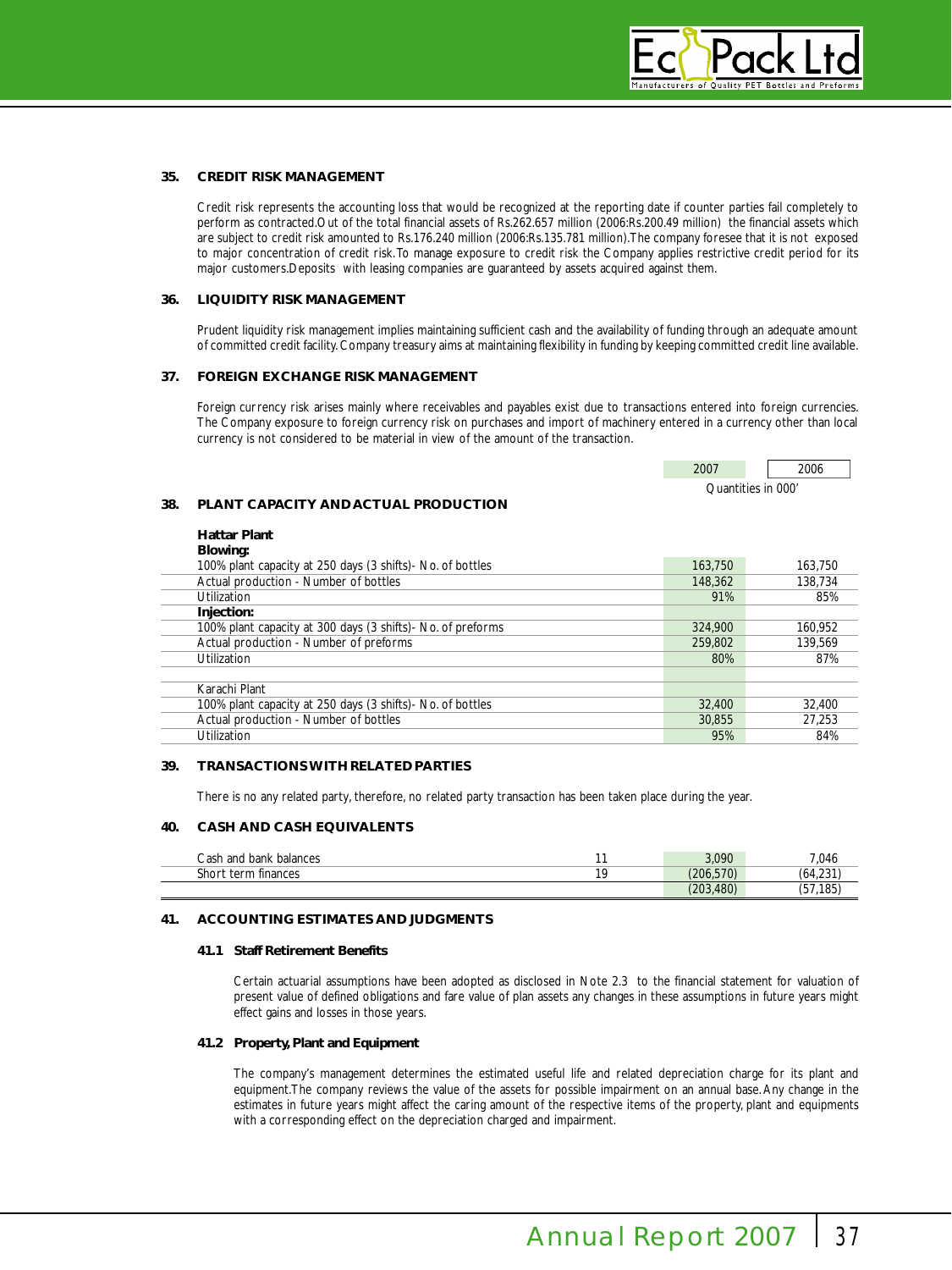## 35. CREDIT RISK MANAGEMENT

Credit risk represents the accounting loss that would be recognized at the reporting date if counter parties fail completely to perform as contracted.Out of the total financial assets of Rs.262.657 million (2006:Rs.200.49 million) the financial assets which are subject to credit risk amounted to Rs.176.240 million (2006:Rs.135.781 million).The company foresee that it is not exposed to major concentration of credit risk.To manage exposure to credit risk the Company applies restrictive credit period for its major customers.Deposits with leasing companies are guaranteed by assets acquired against them.

## 36. LIQUIDITY RISK MANAGEMENT

Prudent liquidity risk management implies maintaining sufficient cash and the availability of funding through an adequate amount of committed credit facility.Company treasury aims at maintaining flexibility in funding by keeping committed credit line available.

## 37. FOREIGN EXCHANGE RISK MANAGEMENT

Foreign currency risk arises mainly where receivables and payables exist due to transactions entered into foreign currencies. The Company exposure to foreign currency risk on purchases and import of machinery entered in a currency other than local currency is not considered to be material in view of the amount of the transaction.

## 38. PLANT CAPACITY AND ACTUAL PRODUCTION

| | 2007 | 2006 |
|---|---|---|
| | Quantities in 000' | |
| **Hattar Plant** | | |
| **Blowing:** | | |
| 100% plant capacity at 250 days (3 shifts)- No. of bottles | 163,750 | 163,750 |
| Actual production - Number of bottles | 148,362 | 138,734 |
| Utilization | 91% | 85% |
| **Injection:** | | |
| 100% plant capacity at 300 days (3 shifts)- No. of preforms | 324,900 | 160,952 |
| Actual production - Number of preforms | 259,802 | 139,569 |
| Utilization | 80% | 87% |
| | | |
| Karachi Plant | | |
| 100% plant capacity at 250 days (3 shifts)- No. of bottles | 32,400 | 32,400 |
| Actual production - Number of bottles | 30,855 | 27,253 |
| Utilization | 95% | 84% |

## 39. TRANSACTIONS WITH RELATED PARTIES

There is no any related party, therefore, no related party transaction has been taken place during the year.

## 40. CASH AND CASH EQUIVALENTS

| | Note | 2007 | 2006 |
|---|---|---|---|
| Cash and bank balances | 11 | 3,090 | 7,046 |
| Short term finances | 19 | (206,570) | (64,231) |
| | | (203,480) | (57,185) |

## 41. ACCOUNTING ESTIMATES AND JUDGMENTS

### 41.1 Staff Retirement Benefits

Certain actuarial assumptions have been adopted as disclosed in Note 2.3 to the financial statement for valuation of present value of defined obligations and fare value of plan assets any changes in these assumptions in future years might effect gains and losses in those years.

### 41.2 Property, Plant and Equipment

The company's management determines the estimated useful life and related depreciation charge for its plant and equipment.The company reviews the value of the assets for possible impairment on an annual base. Any change in the estimates in future years might affect the caring amount of the respective items of the property, plant and equipments with a corresponding effect on the depreciation charged and impairment.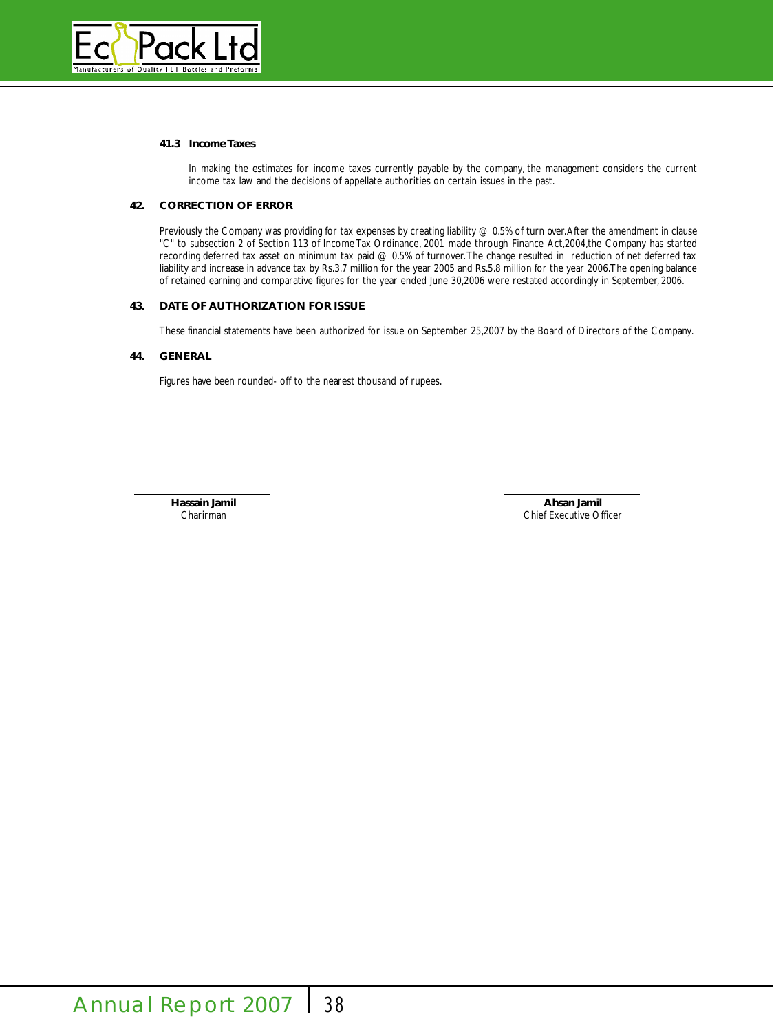### 41.3 Income Taxes

In making the estimates for income taxes currently payable by the company, the management considers the current income tax law and the decisions of appellate authorities on certain issues in the past.

## 42. CORRECTION OF ERROR

Previously the Company was providing for tax expenses by creating liability @ 0.5% of turn over.After the amendment in clause "C" to subsection 2 of Section 113 of Income Tax Ordinance, 2001 made through Finance Act,2004,the Company has started recording deferred tax asset on minimum tax paid @ 0.5% of turnover.The change resulted in reduction of net deferred tax liability and increase in advance tax by Rs.3.7 million for the year 2005 and Rs.5.8 million for the year 2006.The opening balance of retained earning and comparative figures for the year ended June 30,2006 were restated accordingly in September, 2006.

## 43. DATE OF AUTHORIZATION FOR ISSUE

These financial statements have been authorized for issue on September 25,2007 by the Board of Directors of the Company.

## 44. GENERAL

Figures have been rounded- off to the nearest thousand of rupees.

**Hassain Jamil**
Charirman

**Ahsan Jamil**
Chief Executive Officer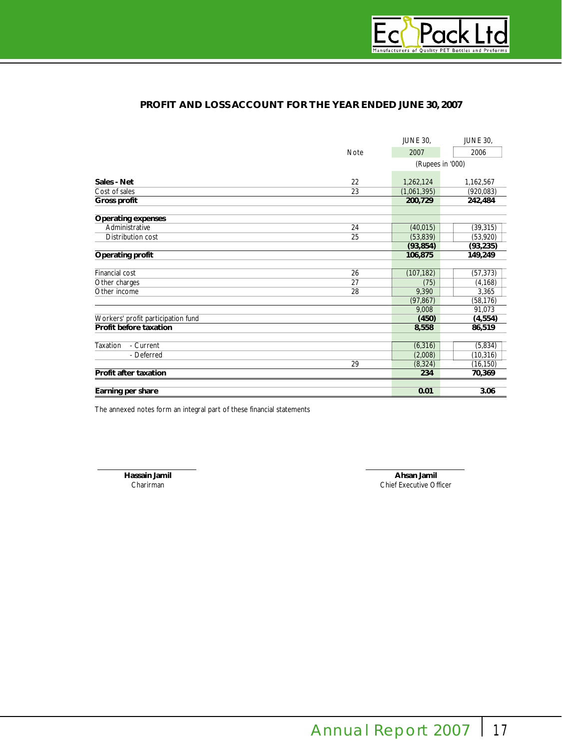## PROFIT AND LOSS ACCOUNT FOR THE YEAR ENDED JUNE 30, 2007

| | Note | JUNE 30, 2007 | JUNE 30, 2006 |
|---|---|---|---|
| | | (Rupees in '000) | |
| **Sales - Net** | 22 | 1,262,124 | 1,162,567 |
| Cost of sales | 23 | (1,061,395) | (920,083) |
| **Gross profit** | | **200,729** | **242,484** |
| **Operating expenses** | | | |
| Administrative | 24 | (40,015) | (39,315) |
| Distribution cost | 25 | (53,839) | (53,920) |
| | | **(93,854)** | **(93,235)** |
| **Operating profit** | | **106,875** | **149,249** |
| Financial cost | 26 | (107,182) | (57,373) |
| Other charges | 27 | (75) | (4,168) |
| Other income | 28 | 9,390 | 3,365 |
| | | (97,867) | (58,176) |
| | | 9,008 | 91,073 |
| Workers' profit participation fund | | **(450)** | **(4,554)** |
| **Profit before taxation** | | **8,558** | **86,519** |
| Taxation - Current | | (6,316) | (5,834) |
| - Deferred | | (2,008) | (10,316) |
| | 29 | (8,324) | (16,150) |
| **Profit after taxation** | | **234** | **70,369** |
| **Earning per share** | | **0.01** | **3.06** |

The annexed notes form an integral part of these financial statements

**Hassain Jamil**
Charirman

**Ahsan Jamil**
Chief Executive Officer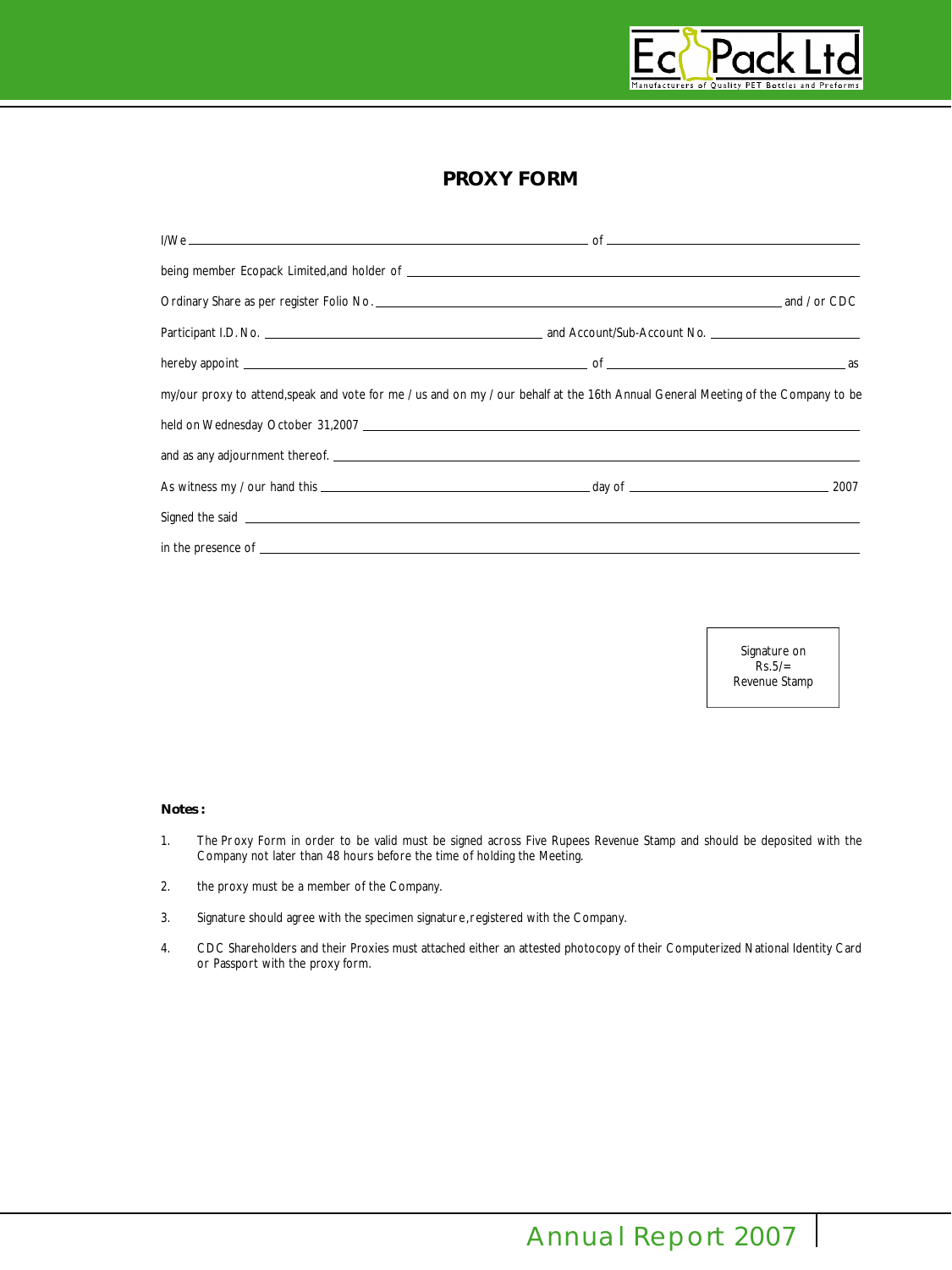# PROXY FORM

I/We ____________________________________________ of ______________________________

being member Ecopack Limited,and holder of ______________________________________________

Ordinary Share as per register Folio No. ______________________________________ and / or CDC

Participant I.D. No. ______________________________ and Account/Sub-Account No. ________________

hereby appoint ______________________________________ of ____________________________ as

my/our proxy to attend,speak and vote for me / us and on my / our behalf at the 16th Annual General Meeting of the Company to be

held on Wednesday October 31,2007 ______________________________________________________

and as any adjournment thereof. _______________________________________________________

As witness my / our hand this ______________________________ day of ________________________ 2007

Signed the said _____________________________________________________________________

in the presence of __________________________________________________________________

Signature on
Rs.5/=
Revenue Stamp

**Notes :**

1. The Proxy Form in order to be valid must be signed across Five Rupees Revenue Stamp and should be deposited with the Company not later than 48 hours before the time of holding the Meeting.

2. the proxy must be a member of the Company.

3. Signature should agree with the specimen signature,registered with the Company.

4. CDC Shareholders and their Proxies must attached either an attested photocopy of their Computerized National Identity Card or Passport with the proxy form.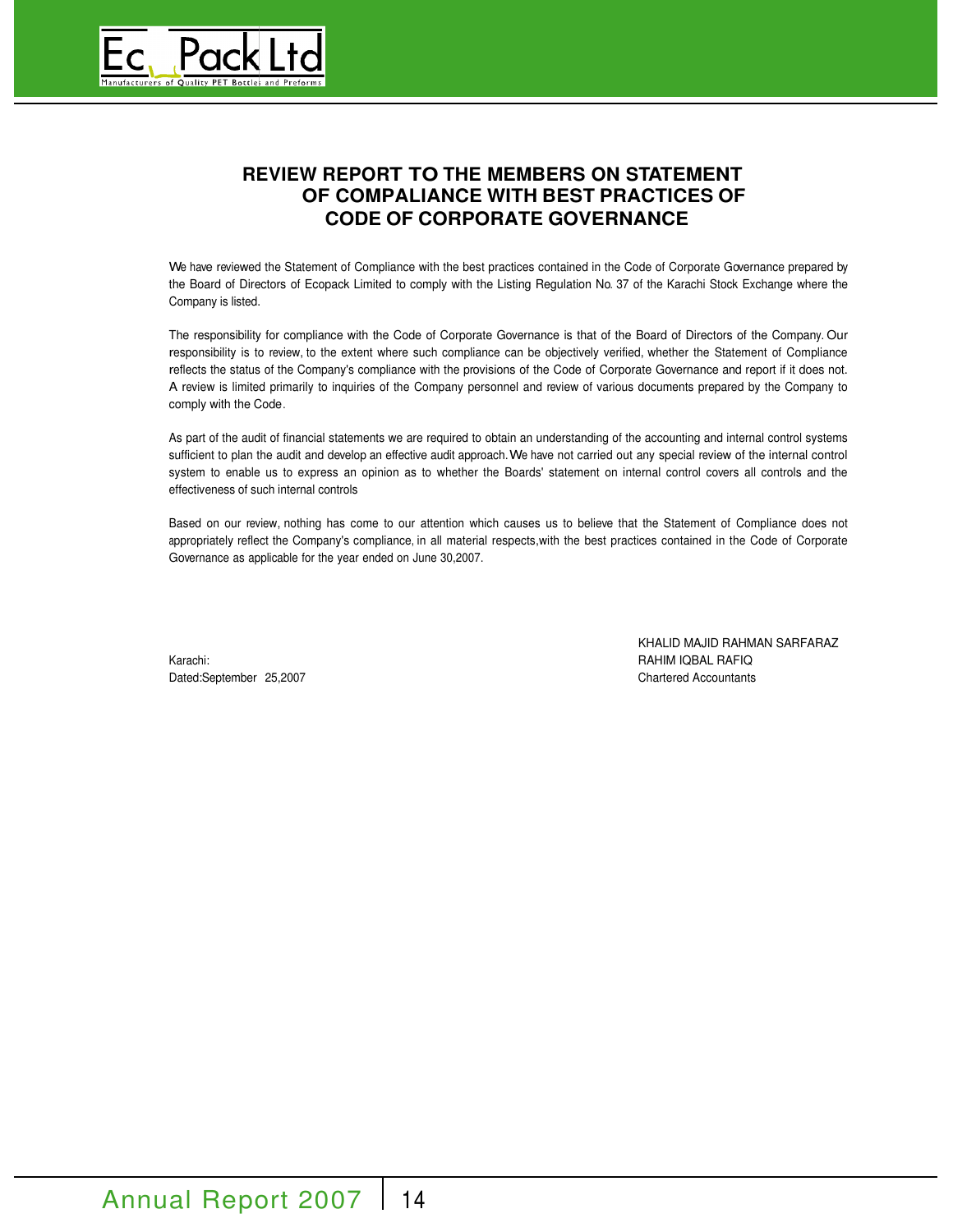# REVIEW REPORT TO THE MEMBERS ON STATEMENT OF COMPALIANCE WITH BEST PRACTICES OF CODE OF CORPORATE GOVERNANCE

We have reviewed the Statement of Compliance with the best practices contained in the Code of Corporate Governance prepared by the Board of Directors of Ecopack Limited to comply with the Listing Regulation No. 37 of the Karachi Stock Exchange where the Company is listed.

The responsibility for compliance with the Code of Corporate Governance is that of the Board of Directors of the Company. Our responsibility is to review, to the extent where such compliance can be objectively verified, whether the Statement of Compliance reflects the status of the Company's compliance with the provisions of the Code of Corporate Governance and report if it does not. A review is limited primarily to inquiries of the Company personnel and review of various documents prepared by the Company to comply with the Code.

As part of the audit of financial statements we are required to obtain an understanding of the accounting and internal control systems sufficient to plan the audit and develop an effective audit approach. We have not carried out any special review of the internal control system to enable us to express an opinion as to whether the Boards' statement on internal control covers all controls and the effectiveness of such internal controls

Based on our review, nothing has come to our attention which causes us to believe that the Statement of Compliance does not appropriately reflect the Company's compliance, in all material respects,with the best practices contained in the Code of Corporate Governance as applicable for the year ended on June 30,2007.

KHALID MAJID RAHMAN SARFARAZ
RAHIM IQBAL RAFIQ
Chartered Accountants

Karachi:
Dated:September 25,2007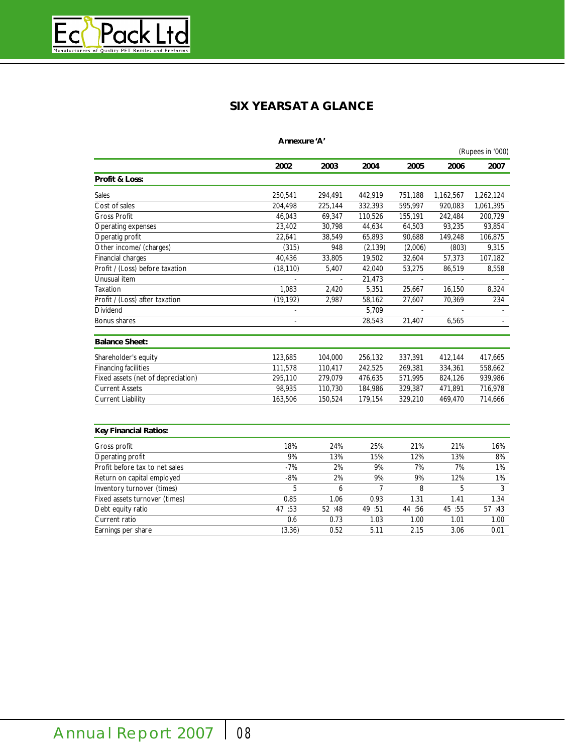# SIX YEARSAT A GLANCE

**Annexure 'A'**

(Rupees in '000)

| | 2002 | 2003 | 2004 | 2005 | 2006 | 2007 |
|---|---|---|---|---|---|---|
| **Profit & Loss:** | | | | | | |
| Sales | 250,541 | 294,491 | 442,919 | 751,188 | 1,162,567 | 1,262,124 |
| Cost of sales | 204,498 | 225,144 | 332,393 | 595,997 | 920,083 | 1,061,395 |
| Gross Profit | 46,043 | 69,347 | 110,526 | 155,191 | 242,484 | 200,729 |
| Operating expenses | 23,402 | 30,798 | 44,634 | 64,503 | 93,235 | 93,854 |
| Operatig profit | 22,641 | 38,549 | 65,893 | 90,688 | 149,248 | 106,875 |
| Other income/ (charges) | (315) | 948 | (2,139) | (2,006) | (803) | 9,315 |
| Financial charges | 40,436 | 33,805 | 19,502 | 32,604 | 57,373 | 107,182 |
| Profit / (Loss) before taxation | (18,110) | 5,407 | 42,040 | 53,275 | 86,519 | 8,558 |
| Unusual item | - | - | 21,473 | - | - | - |
| Taxation | 1,083 | 2,420 | 5,351 | 25,667 | 16,150 | 8,324 |
| Profit / (Loss) after taxation | (19,192) | 2,987 | 58,162 | 27,607 | 70,369 | 234 |
| Dividend | - | | 5,709 | - | - | - |
| Bonus shares | - | | 28,543 | 21,407 | 6,565 | - |
| **Balance Sheet:** | | | | | | |
| Shareholder's equity | 123,685 | 104,000 | 256,132 | 337,391 | 412,144 | 417,665 |
| Financing facilities | 111,578 | 110,417 | 242,525 | 269,381 | 334,361 | 558,662 |
| Fixed assets (net of depreciation) | 295,110 | 279,079 | 476,635 | 571,995 | 824,126 | 939,986 |
| Current Assets | 98,935 | 110,730 | 184,986 | 329,387 | 471,891 | 716,978 |
| Current Liability | 163,506 | 150,524 | 179,154 | 329,210 | 469,470 | 714,666 |
| **Key Financial Ratios:** | | | | | | |
| Gross profit | 18% | 24% | 25% | 21% | 21% | 16% |
| Operating profit | 9% | 13% | 15% | 12% | 13% | 8% |
| Profit before tax to net sales | -7% | 2% | 9% | 7% | 7% | 1% |
| Return on capital employed | -8% | 2% | 9% | 9% | 12% | 1% |
| Inventory turnover (times) | 5 | 6 | 7 | 8 | 5 | 3 |
| Fixed assets turnover (times) | 0.85 | 1.06 | 0.93 | 1.31 | 1.41 | 1.34 |
| Debt equity ratio | 47 :53 | 52 :48 | 49 :51 | 44 :56 | 45 :55 | 57 :43 |
| Current ratio | 0.6 | 0.73 | 1.03 | 1.00 | 1.01 | 1.00 |
| Earnings per share | (3.36) | 0.52 | 5.11 | 2.15 | 3.06 | 0.01 |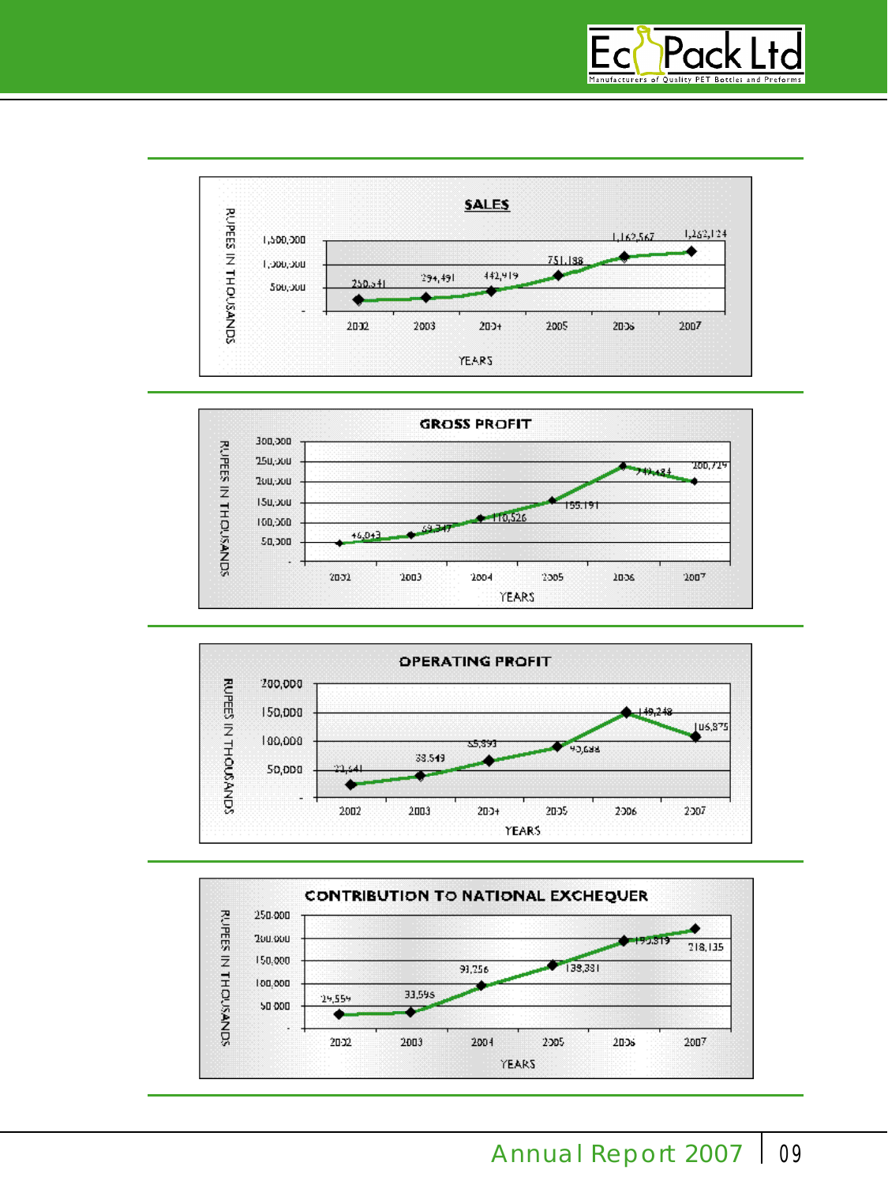## SALES

RUPEES IN THOUSANDS

| YEARS | 2002 | 2003 | 2004 | 2005 | 2006 | 2007 |
|---|---|---|---|---|---|---|
| Sales | 250,541 | 294,491 | 442,919 | 751,188 | 1,162,567 | 1,262,124 |

## GROSS PROFIT

RUPEES IN THOUSANDS

| YEARS | 2002 | 2003 | 2004 | 2005 | 2006 | 2007 |
|---|---|---|---|---|---|---|
| Gross Profit | 46,043 | 69,347 | 110,526 | 155,191 | 242,434 | 200,729 |

## OPERATING PROFIT

RUPEES IN THOUSANDS

| YEARS | 2002 | 2003 | 2004 | 2005 | 2006 | 2007 |
|---|---|---|---|---|---|---|
| Operating Profit | 23,641 | 38,549 | 65,893 | 90,688 | 149,248 | 106,875 |

## CONTRIBUTION TO NATIONAL EXCHEQUER

RUPEES IN THOUSANDS

| YEARS | 2002 | 2003 | 2004 | 2005 | 2006 | 2007 |
|---|---|---|---|---|---|---|
| Contribution | 29,559 | 33,595 | 93,256 | 138,331 | 193,319 | 218,135 |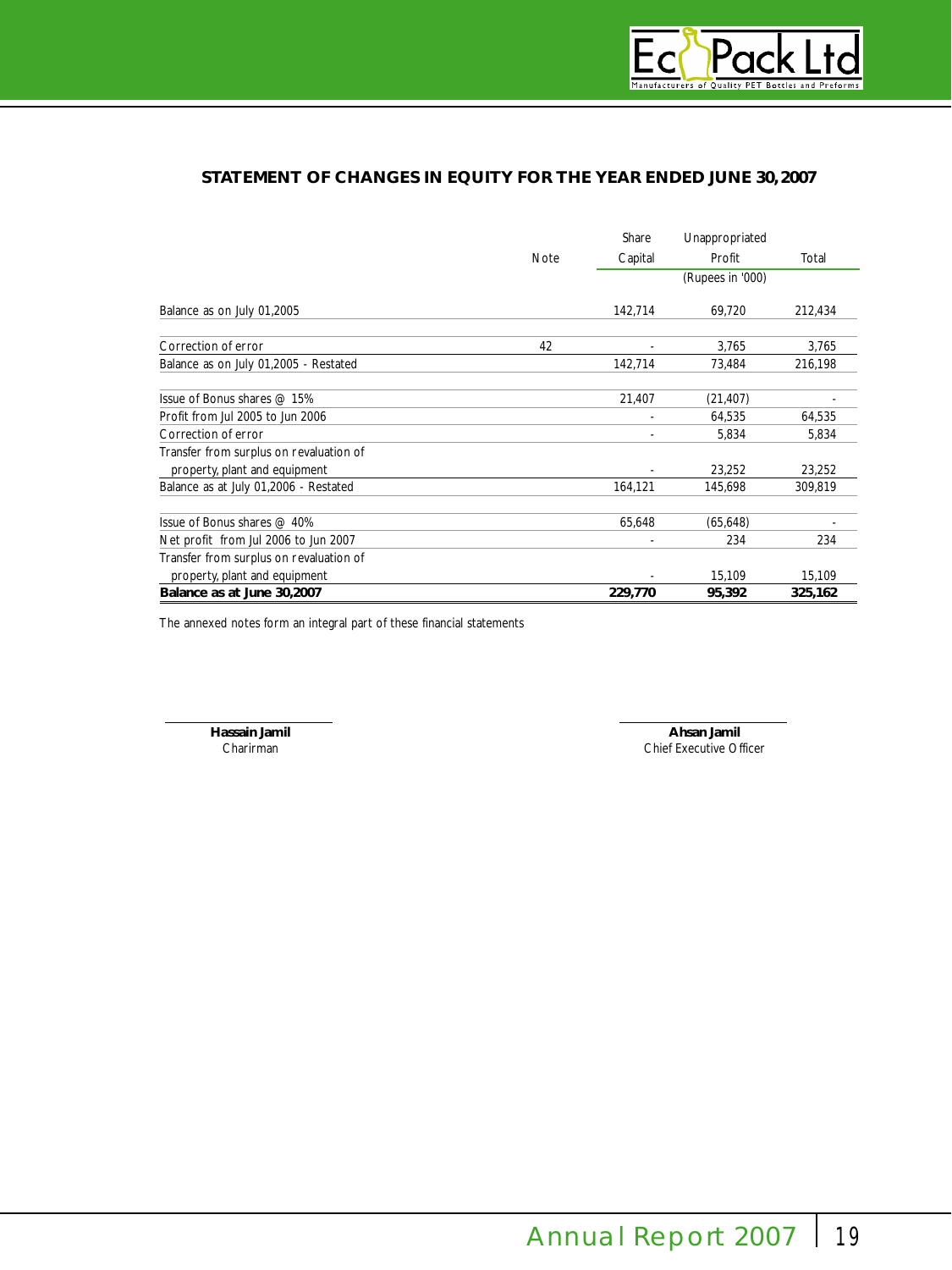## STATEMENT OF CHANGES IN EQUITY FOR THE YEAR ENDED JUNE 30, 2007

| | Note | Share Capital | Unappropriated Profit | Total |
|---|---|---|---|---|
| | | | (Rupees in '000) | |
| Balance as on July 01,2005 | | 142,714 | 69,720 | 212,434 |
| Correction of error | 42 | - | 3,765 | 3,765 |
| Balance as on July 01,2005 - Restated | | 142,714 | 73,484 | 216,198 |
| Issue of Bonus shares @ 15% | | 21,407 | (21,407) | - |
| Profit from Jul 2005 to Jun 2006 | | - | 64,535 | 64,535 |
| Correction of error | | - | 5,834 | 5,834 |
| Transfer from surplus on revaluation of property, plant and equipment | | - | 23,252 | 23,252 |
| Balance as at July 01,2006 - Restated | | 164,121 | 145,698 | 309,819 |
| Issue of Bonus shares @ 40% | | 65,648 | (65,648) | - |
| Net profit from Jul 2006 to Jun 2007 | | - | 234 | 234 |
| Transfer from surplus on revaluation of property, plant and equipment | | - | 15,109 | 15,109 |
| **Balance as at June 30,2007** | | **229,770** | **95,392** | **325,162** |

The annexed notes form an integral part of these financial statements

**Hassain Jamil**
Charirman

**Ahsan Jamil**
Chief Executive Officer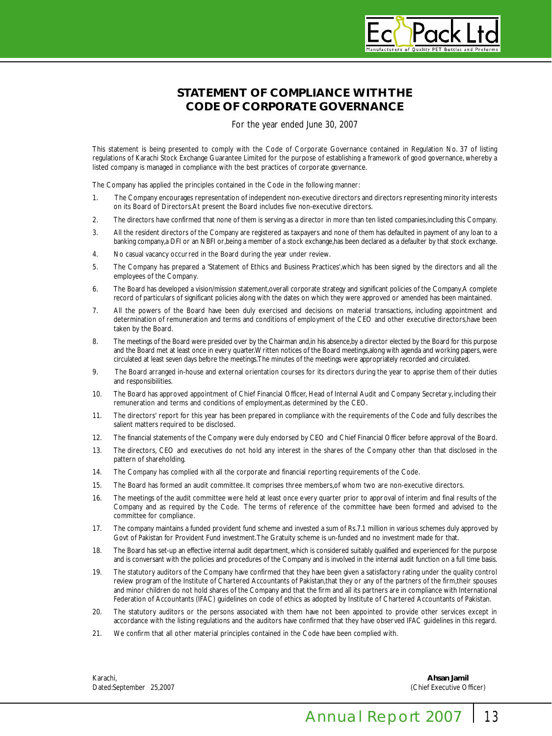# STATEMENT OF COMPLIANCE WITH THE CODE OF CORPORATE GOVERNANCE

For the year ended June 30, 2007

This statement is being presented to comply with the Code of Corporate Governance contained in Regulation No. 37 of listing regulations of Karachi Stock Exchange Guarantee Limited for the purpose of establishing a framework of good governance, whereby a listed company is managed in compliance with the best practices of corporate governance.

The Company has applied the principles contained in the Code in the following manner:

1. The Company encourages representation of independent non-executive directors and directors representing minority interests on its Board of Directors.At present the Board includes five non-executive directors.
2. The directors have confirmed that none of them is serving as a director in more than ten listed companies,including this Company.
3. All the resident directors of the Company are registered as taxpayers and none of them has defaulted in payment of any loan to a banking company,a DFI or an NBFI or,being a member of a stock exchange,has been declared as a defaulter by that stock exchange.
4. No casual vacancy occurred in the Board during the year under review.
5. The Company has prepared a 'Statement of Ethics and Business Practices',which has been signed by the directors and all the employees of the Company.
6. The Board has developed a vision/mission statement,overall corporate strategy and significant policies of the Company.A complete record of particulars of significant policies along with the dates on which they were approved or amended has been maintained.
7. All the powers of the Board have been duly exercised and decisions on material transactions, including appointment and determination of remuneration and terms and conditions of employment of the CEO and other executive directors,have been taken by the Board.
8. The meetings of the Board were presided over by the Chairman and,in his absence,by a director elected by the Board for this purpose and the Board met at least once in every quarter.Written notices of the Board meetings,along with agenda and working papers, were circulated at least seven days before the meetings.The minutes of the meetings were appropriately recorded and circulated.
9. The Board arranged in-house and external orientation courses for its directors during the year to apprise them of their duties and responsibilities.
10. The Board has approved appointment of Chief Financial Officer, Head of Internal Audit and Company Secretary, including their remuneration and terms and conditions of employment,as determined by the CEO.
11. The directors' report for this year has been prepared in compliance with the requirements of the Code and fully describes the salient matters required to be disclosed.
12. The financial statements of the Company were duly endorsed by CEO and Chief Financial Officer before approval of the Board.
13. The directors, CEO and executives do not hold any interest in the shares of the Company other than that disclosed in the pattern of shareholding.
14. The Company has complied with all the corporate and financial reporting requirements of the Code.
15. The Board has formed an audit committee. It comprises three members,of whom two are non-executive directors.
16. The meetings of the audit committee were held at least once every quarter prior to approval of interim and final results of the Company and as required by the Code. The terms of reference of the committee have been formed and advised to the committee for compliance.
17. The company maintains a funded provident fund scheme and invested a sum of Rs.7.1 million in various schemes duly approved by Govt of Pakistan for Provident Fund investment.The Gratuity scheme is un-funded and no investment made for that.
18. The Board has set-up an effective internal audit department, which is considered suitably qualified and experienced for the purpose and is conversant with the policies and procedures of the Company and is involved in the internal audit function on a full time basis.
19. The statutory auditors of the Company have confirmed that they have been given a satisfactory rating under the quality control review program of the Institute of Chartered Accountants of Pakistan,that they or any of the partners of the firm,their spouses and minor children do not hold shares of the Company and that the firm and all its partners are in compliance with International Federation of Accountants (IFAC) guidelines on code of ethics as adopted by Institute of Chartered Accountants of Pakistan.
20. The statutory auditors or the persons associated with them have not been appointed to provide other services except in accordance with the listing regulations and the auditors have confirmed that they have observed IFAC guidelines in this regard.
21. We confirm that all other material principles contained in the Code have been complied with.

Karachi,
Dated:September 25,2007

**Ahsan Jamil**
(Chief Executive Officer)